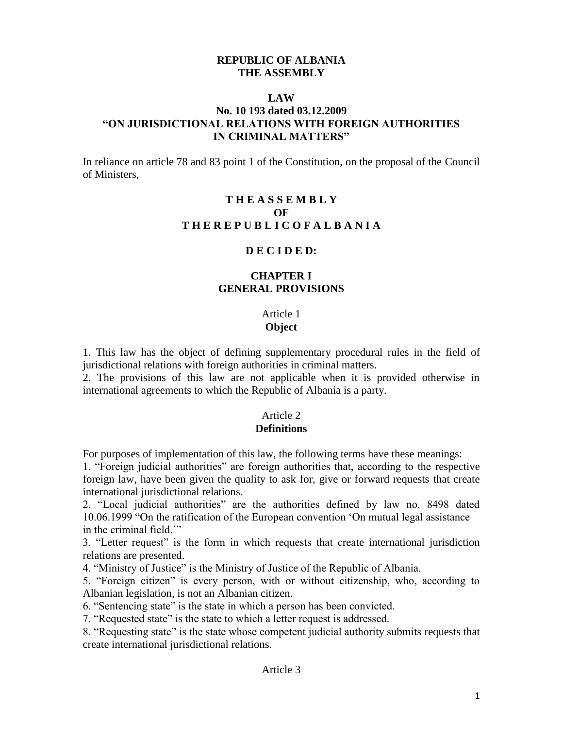**REPUBLIC OF ALBANIA**
**THE ASSEMBLY**

# LAW
## No. 10 193 dated 03.12.2009
## "ON JURISDICTIONAL RELATIONS WITH FOREIGN AUTHORITIES IN CRIMINAL MATTERS"

In reliance on article 78 and 83 point 1 of the Constitution, on the proposal of the Council of Ministers,

**T H E A S S E M B L Y**
**OF**
**T H E R E P U B L I C O F A L B A N I A**

**D E C I D E D:**

## CHAPTER I
## GENERAL PROVISIONS

### Article 1
### Object

1. This law has the object of defining supplementary procedural rules in the field of jurisdictional relations with foreign authorities in criminal matters.
2. The provisions of this law are not applicable when it is provided otherwise in international agreements to which the Republic of Albania is a party.

### Article 2
### Definitions

For purposes of implementation of this law, the following terms have these meanings:
1. "Foreign judicial authorities" are foreign authorities that, according to the respective foreign law, have been given the quality to ask for, give or forward requests that create international jurisdictional relations.
2. "Local judicial authorities" are the authorities defined by law no. 8498 dated 10.06.1999 "On the ratification of the European convention 'On mutual legal assistance in the criminal field.'"
3. "Letter request" is the form in which requests that create international jurisdiction relations are presented.
4. "Ministry of Justice" is the Ministry of Justice of the Republic of Albania.
5. "Foreign citizen" is every person, with or without citizenship, who, according to Albanian legislation, is not an Albanian citizen.
6. "Sentencing state" is the state in which a person has been convicted.
7. "Requested state" is the state to which a letter request is addressed.
8. "Requesting state" is the state whose competent judicial authority submits requests that create international jurisdictional relations.

### Article 3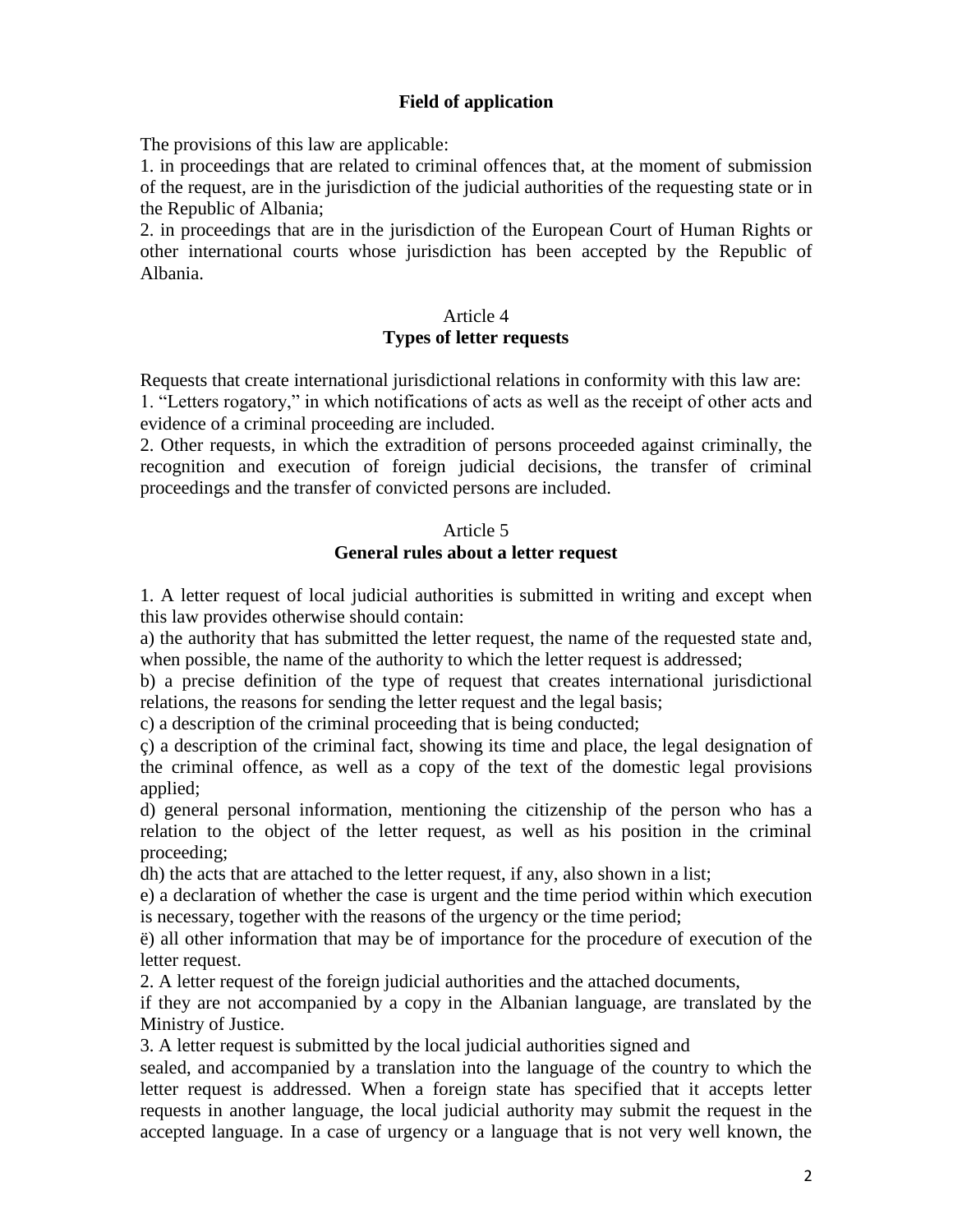### Field of application

The provisions of this law are applicable:

1. in proceedings that are related to criminal offences that, at the moment of submission of the request, are in the jurisdiction of the judicial authorities of the requesting state or in the Republic of Albania;
2. in proceedings that are in the jurisdiction of the European Court of Human Rights or other international courts whose jurisdiction has been accepted by the Republic of Albania.

### Article 4
### Types of letter requests

Requests that create international jurisdictional relations in conformity with this law are:

1. "Letters rogatory," in which notifications of acts as well as the receipt of other acts and evidence of a criminal proceeding are included.
2. Other requests, in which the extradition of persons proceeded against criminally, the recognition and execution of foreign judicial decisions, the transfer of criminal proceedings and the transfer of convicted persons are included.

### Article 5
### General rules about a letter request

1. A letter request of local judicial authorities is submitted in writing and except when this law provides otherwise should contain:

a) the authority that has submitted the letter request, the name of the requested state and, when possible, the name of the authority to which the letter request is addressed;

b) a precise definition of the type of request that creates international jurisdictional relations, the reasons for sending the letter request and the legal basis;

c) a description of the criminal proceeding that is being conducted;

ç) a description of the criminal fact, showing its time and place, the legal designation of the criminal offence, as well as a copy of the text of the domestic legal provisions applied;

d) general personal information, mentioning the citizenship of the person who has a relation to the object of the letter request, as well as his position in the criminal proceeding;

dh) the acts that are attached to the letter request, if any, also shown in a list;

e) a declaration of whether the case is urgent and the time period within which execution is necessary, together with the reasons of the urgency or the time period;

ë) all other information that may be of importance for the procedure of execution of the letter request.

2. A letter request of the foreign judicial authorities and the attached documents, if they are not accompanied by a copy in the Albanian language, are translated by the Ministry of Justice.

3. A letter request is submitted by the local judicial authorities signed and sealed, and accompanied by a translation into the language of the country to which the letter request is addressed. When a foreign state has specified that it accepts letter requests in another language, the local judicial authority may submit the request in the accepted language. In a case of urgency or a language that is not very well known, the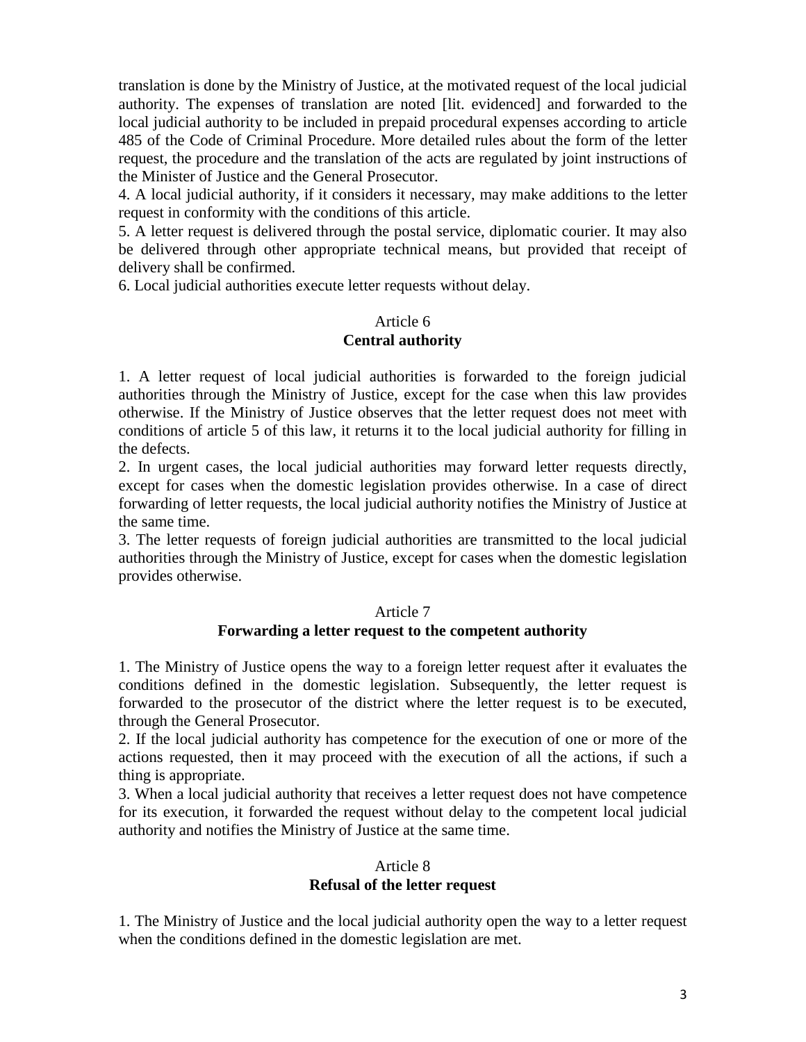translation is done by the Ministry of Justice, at the motivated request of the local judicial authority. The expenses of translation are noted [lit. evidenced] and forwarded to the local judicial authority to be included in prepaid procedural expenses according to article 485 of the Code of Criminal Procedure. More detailed rules about the form of the letter request, the procedure and the translation of the acts are regulated by joint instructions of the Minister of Justice and the General Prosecutor.

4. A local judicial authority, if it considers it necessary, may make additions to the letter request in conformity with the conditions of this article.

5. A letter request is delivered through the postal service, diplomatic courier. It may also be delivered through other appropriate technical means, but provided that receipt of delivery shall be confirmed.

6. Local judicial authorities execute letter requests without delay.

## Article 6
## **Central authority**

1. A letter request of local judicial authorities is forwarded to the foreign judicial authorities through the Ministry of Justice, except for the case when this law provides otherwise. If the Ministry of Justice observes that the letter request does not meet with conditions of article 5 of this law, it returns it to the local judicial authority for filling in the defects.

2. In urgent cases, the local judicial authorities may forward letter requests directly, except for cases when the domestic legislation provides otherwise. In a case of direct forwarding of letter requests, the local judicial authority notifies the Ministry of Justice at the same time.

3. The letter requests of foreign judicial authorities are transmitted to the local judicial authorities through the Ministry of Justice, except for cases when the domestic legislation provides otherwise.

## Article 7
## **Forwarding a letter request to the competent authority**

1. The Ministry of Justice opens the way to a foreign letter request after it evaluates the conditions defined in the domestic legislation. Subsequently, the letter request is forwarded to the prosecutor of the district where the letter request is to be executed, through the General Prosecutor.

2. If the local judicial authority has competence for the execution of one or more of the actions requested, then it may proceed with the execution of all the actions, if such a thing is appropriate.

3. When a local judicial authority that receives a letter request does not have competence for its execution, it forwarded the request without delay to the competent local judicial authority and notifies the Ministry of Justice at the same time.

## Article 8
## **Refusal of the letter request**

1. The Ministry of Justice and the local judicial authority open the way to a letter request when the conditions defined in the domestic legislation are met.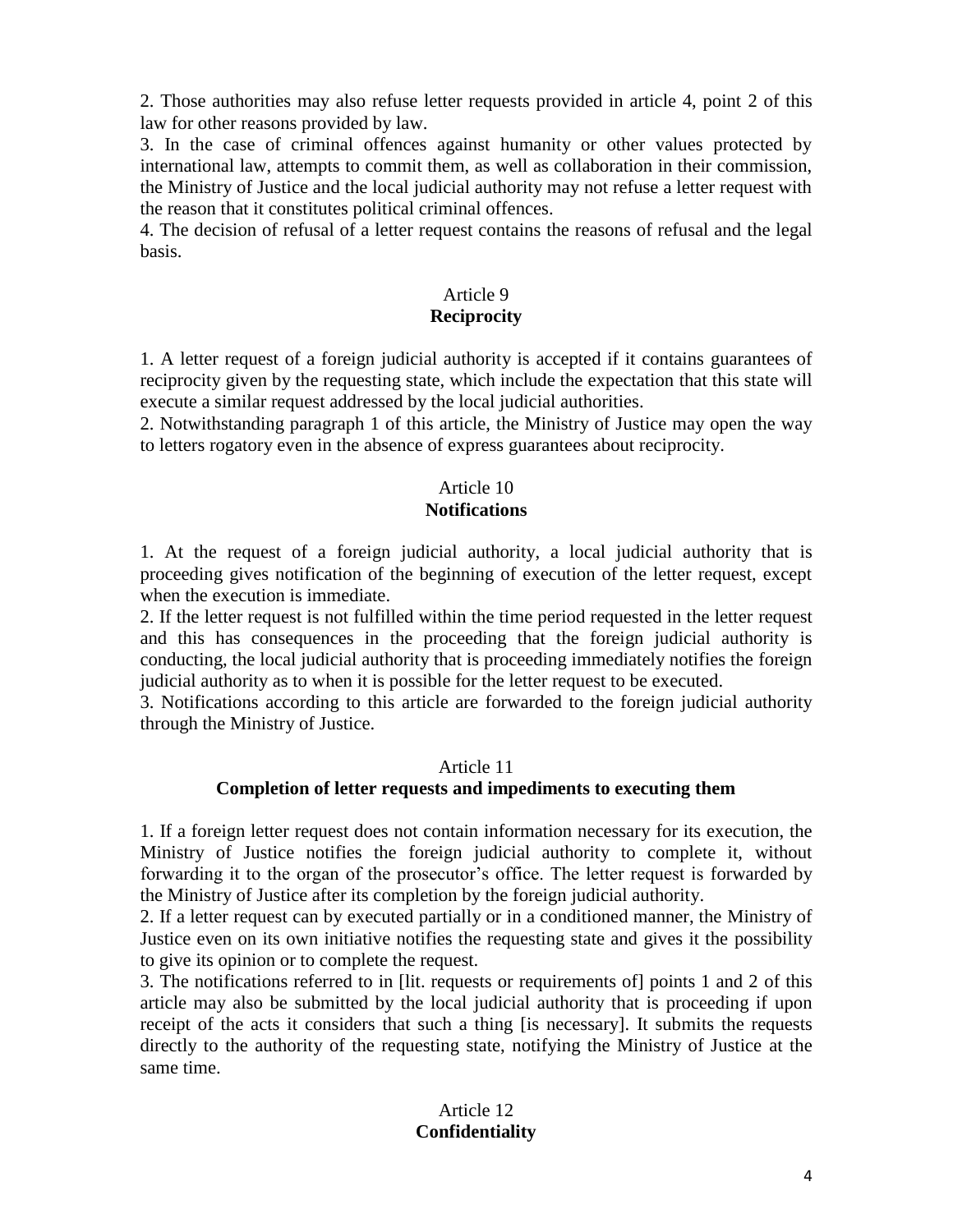2. Those authorities may also refuse letter requests provided in article 4, point 2 of this law for other reasons provided by law.

3. In the case of criminal offences against humanity or other values protected by international law, attempts to commit them, as well as collaboration in their commission, the Ministry of Justice and the local judicial authority may not refuse a letter request with the reason that it constitutes political criminal offences.

4. The decision of refusal of a letter request contains the reasons of refusal and the legal basis.

### Article 9
### **Reciprocity**

1. A letter request of a foreign judicial authority is accepted if it contains guarantees of reciprocity given by the requesting state, which include the expectation that this state will execute a similar request addressed by the local judicial authorities.

2. Notwithstanding paragraph 1 of this article, the Ministry of Justice may open the way to letters rogatory even in the absence of express guarantees about reciprocity.

### Article 10
### **Notifications**

1. At the request of a foreign judicial authority, a local judicial authority that is proceeding gives notification of the beginning of execution of the letter request, except when the execution is immediate.

2. If the letter request is not fulfilled within the time period requested in the letter request and this has consequences in the proceeding that the foreign judicial authority is conducting, the local judicial authority that is proceeding immediately notifies the foreign judicial authority as to when it is possible for the letter request to be executed.

3. Notifications according to this article are forwarded to the foreign judicial authority through the Ministry of Justice.

### Article 11
### **Completion of letter requests and impediments to executing them**

1. If a foreign letter request does not contain information necessary for its execution, the Ministry of Justice notifies the foreign judicial authority to complete it, without forwarding it to the organ of the prosecutor's office. The letter request is forwarded by the Ministry of Justice after its completion by the foreign judicial authority.

2. If a letter request can by executed partially or in a conditioned manner, the Ministry of Justice even on its own initiative notifies the requesting state and gives it the possibility to give its opinion or to complete the request.

3. The notifications referred to in [lit. requests or requirements of] points 1 and 2 of this article may also be submitted by the local judicial authority that is proceeding if upon receipt of the acts it considers that such a thing [is necessary]. It submits the requests directly to the authority of the requesting state, notifying the Ministry of Justice at the same time.

### Article 12
### **Confidentiality**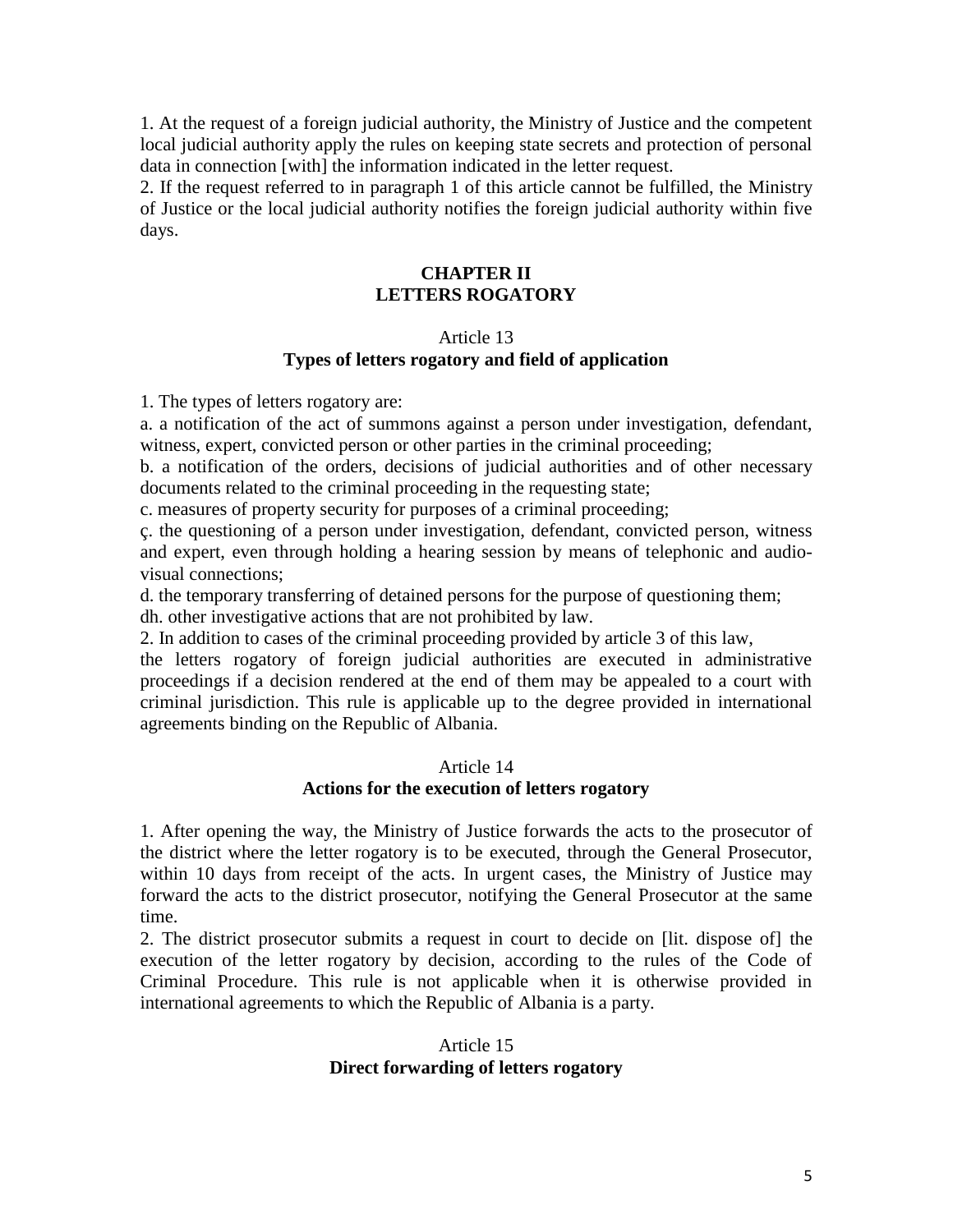1. At the request of a foreign judicial authority, the Ministry of Justice and the competent local judicial authority apply the rules on keeping state secrets and protection of personal data in connection [with] the information indicated in the letter request.

2. If the request referred to in paragraph 1 of this article cannot be fulfilled, the Ministry of Justice or the local judicial authority notifies the foreign judicial authority within five days.

## CHAPTER II
## LETTERS ROGATORY

### Article 13
### Types of letters rogatory and field of application

1. The types of letters rogatory are:

a. a notification of the act of summons against a person under investigation, defendant, witness, expert, convicted person or other parties in the criminal proceeding;

b. a notification of the orders, decisions of judicial authorities and of other necessary documents related to the criminal proceeding in the requesting state;

c. measures of property security for purposes of a criminal proceeding;

ç. the questioning of a person under investigation, defendant, convicted person, witness and expert, even through holding a hearing session by means of telephonic and audio-visual connections;

d. the temporary transferring of detained persons for the purpose of questioning them;

dh. other investigative actions that are not prohibited by law.

2. In addition to cases of the criminal proceeding provided by article 3 of this law, the letters rogatory of foreign judicial authorities are executed in administrative proceedings if a decision rendered at the end of them may be appealed to a court with criminal jurisdiction. This rule is applicable up to the degree provided in international agreements binding on the Republic of Albania.

### Article 14
### Actions for the execution of letters rogatory

1. After opening the way, the Ministry of Justice forwards the acts to the prosecutor of the district where the letter rogatory is to be executed, through the General Prosecutor, within 10 days from receipt of the acts. In urgent cases, the Ministry of Justice may forward the acts to the district prosecutor, notifying the General Prosecutor at the same time.

2. The district prosecutor submits a request in court to decide on [lit. dispose of] the execution of the letter rogatory by decision, according to the rules of the Code of Criminal Procedure. This rule is not applicable when it is otherwise provided in international agreements to which the Republic of Albania is a party.

### Article 15
### Direct forwarding of letters rogatory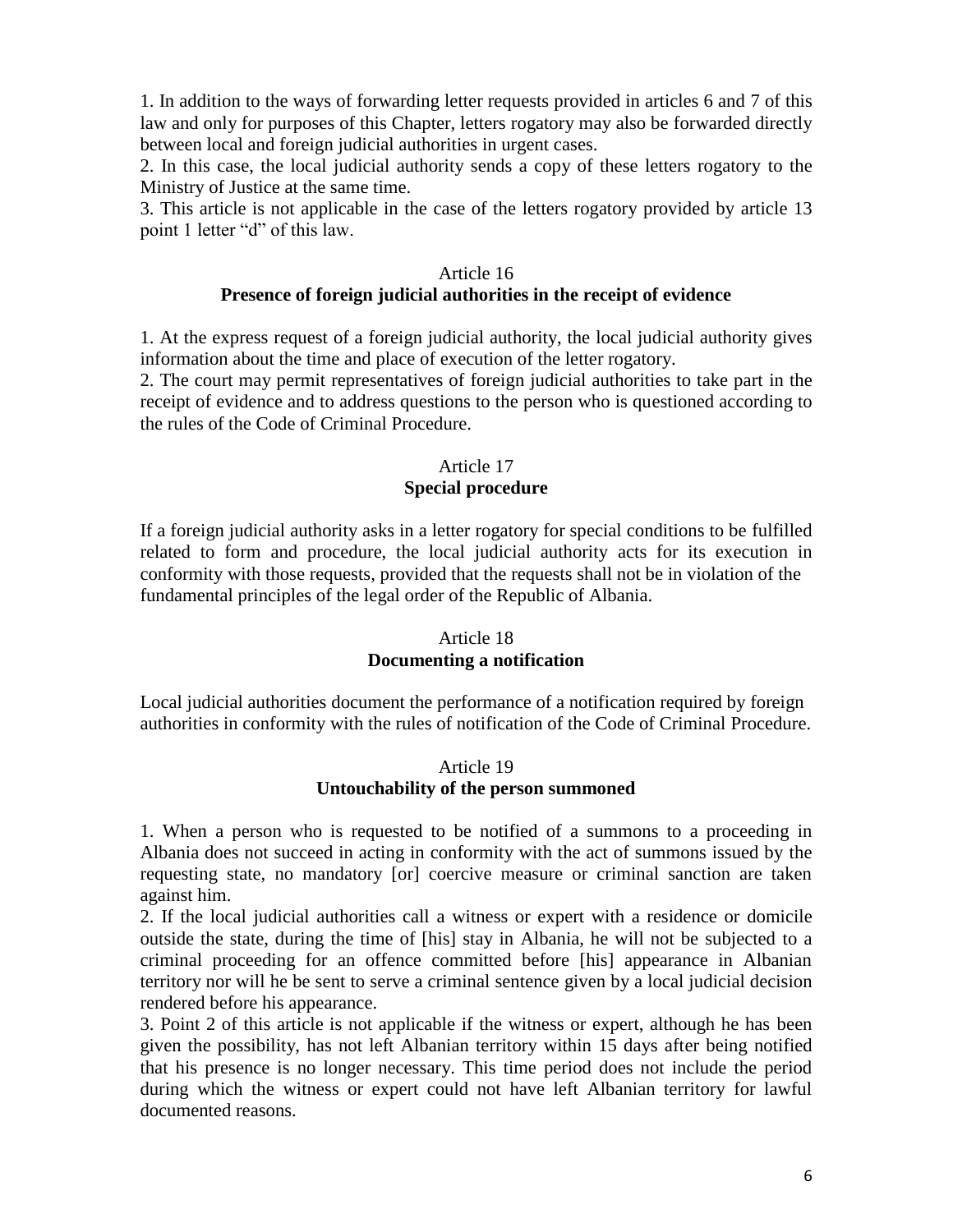1. In addition to the ways of forwarding letter requests provided in articles 6 and 7 of this law and only for purposes of this Chapter, letters rogatory may also be forwarded directly between local and foreign judicial authorities in urgent cases.

2. In this case, the local judicial authority sends a copy of these letters rogatory to the Ministry of Justice at the same time.

3. This article is not applicable in the case of the letters rogatory provided by article 13 point 1 letter "d" of this law.

### Article 16
### Presence of foreign judicial authorities in the receipt of evidence

1. At the express request of a foreign judicial authority, the local judicial authority gives information about the time and place of execution of the letter rogatory.

2. The court may permit representatives of foreign judicial authorities to take part in the receipt of evidence and to address questions to the person who is questioned according to the rules of the Code of Criminal Procedure.

### Article 17
### Special procedure

If a foreign judicial authority asks in a letter rogatory for special conditions to be fulfilled related to form and procedure, the local judicial authority acts for its execution in conformity with those requests, provided that the requests shall not be in violation of the fundamental principles of the legal order of the Republic of Albania.

### Article 18
### Documenting a notification

Local judicial authorities document the performance of a notification required by foreign authorities in conformity with the rules of notification of the Code of Criminal Procedure.

### Article 19
### Untouchability of the person summoned

1. When a person who is requested to be notified of a summons to a proceeding in Albania does not succeed in acting in conformity with the act of summons issued by the requesting state, no mandatory [or] coercive measure or criminal sanction are taken against him.

2. If the local judicial authorities call a witness or expert with a residence or domicile outside the state, during the time of [his] stay in Albania, he will not be subjected to a criminal proceeding for an offence committed before [his] appearance in Albanian territory nor will he be sent to serve a criminal sentence given by a local judicial decision rendered before his appearance.

3. Point 2 of this article is not applicable if the witness or expert, although he has been given the possibility, has not left Albanian territory within 15 days after being notified that his presence is no longer necessary. This time period does not include the period during which the witness or expert could not have left Albanian territory for lawful documented reasons.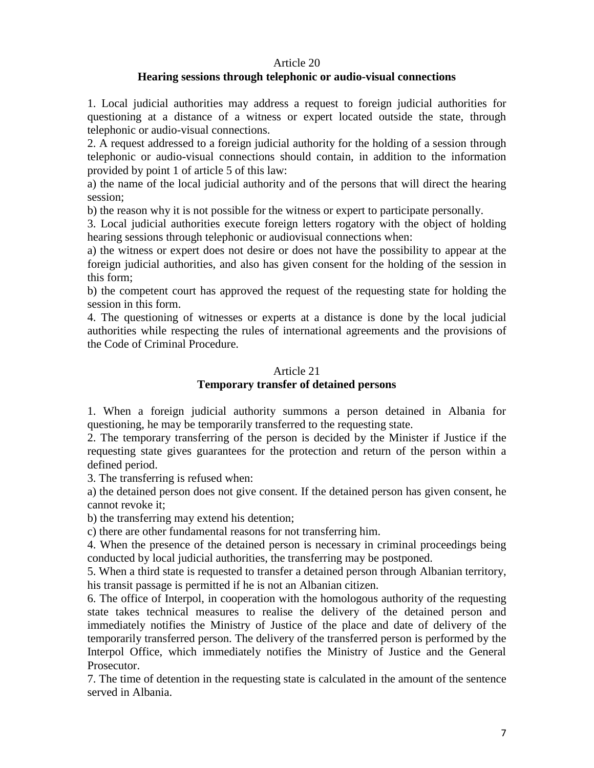### Article 20

### Hearing sessions through telephonic or audio-visual connections

1. Local judicial authorities may address a request to foreign judicial authorities for questioning at a distance of a witness or expert located outside the state, through telephonic or audio-visual connections.
2. A request addressed to a foreign judicial authority for the holding of a session through telephonic or audio-visual connections should contain, in addition to the information provided by point 1 of article 5 of this law:
a) the name of the local judicial authority and of the persons that will direct the hearing session;
b) the reason why it is not possible for the witness or expert to participate personally.
3. Local judicial authorities execute foreign letters rogatory with the object of holding hearing sessions through telephonic or audiovisual connections when:
a) the witness or expert does not desire or does not have the possibility to appear at the foreign judicial authorities, and also has given consent for the holding of the session in this form;
b) the competent court has approved the request of the requesting state for holding the session in this form.
4. The questioning of witnesses or experts at a distance is done by the local judicial authorities while respecting the rules of international agreements and the provisions of the Code of Criminal Procedure.

### Article 21

### Temporary transfer of detained persons

1. When a foreign judicial authority summons a person detained in Albania for questioning, he may be temporarily transferred to the requesting state.
2. The temporary transferring of the person is decided by the Minister if Justice if the requesting state gives guarantees for the protection and return of the person within a defined period.
3. The transferring is refused when:
a) the detained person does not give consent. If the detained person has given consent, he cannot revoke it;
b) the transferring may extend his detention;
c) there are other fundamental reasons for not transferring him.
4. When the presence of the detained person is necessary in criminal proceedings being conducted by local judicial authorities, the transferring may be postponed.
5. When a third state is requested to transfer a detained person through Albanian territory, his transit passage is permitted if he is not an Albanian citizen.
6. The office of Interpol, in cooperation with the homologous authority of the requesting state takes technical measures to realise the delivery of the detained person and immediately notifies the Ministry of Justice of the place and date of delivery of the temporarily transferred person. The delivery of the transferred person is performed by the Interpol Office, which immediately notifies the Ministry of Justice and the General Prosecutor.
7. The time of detention in the requesting state is calculated in the amount of the sentence served in Albania.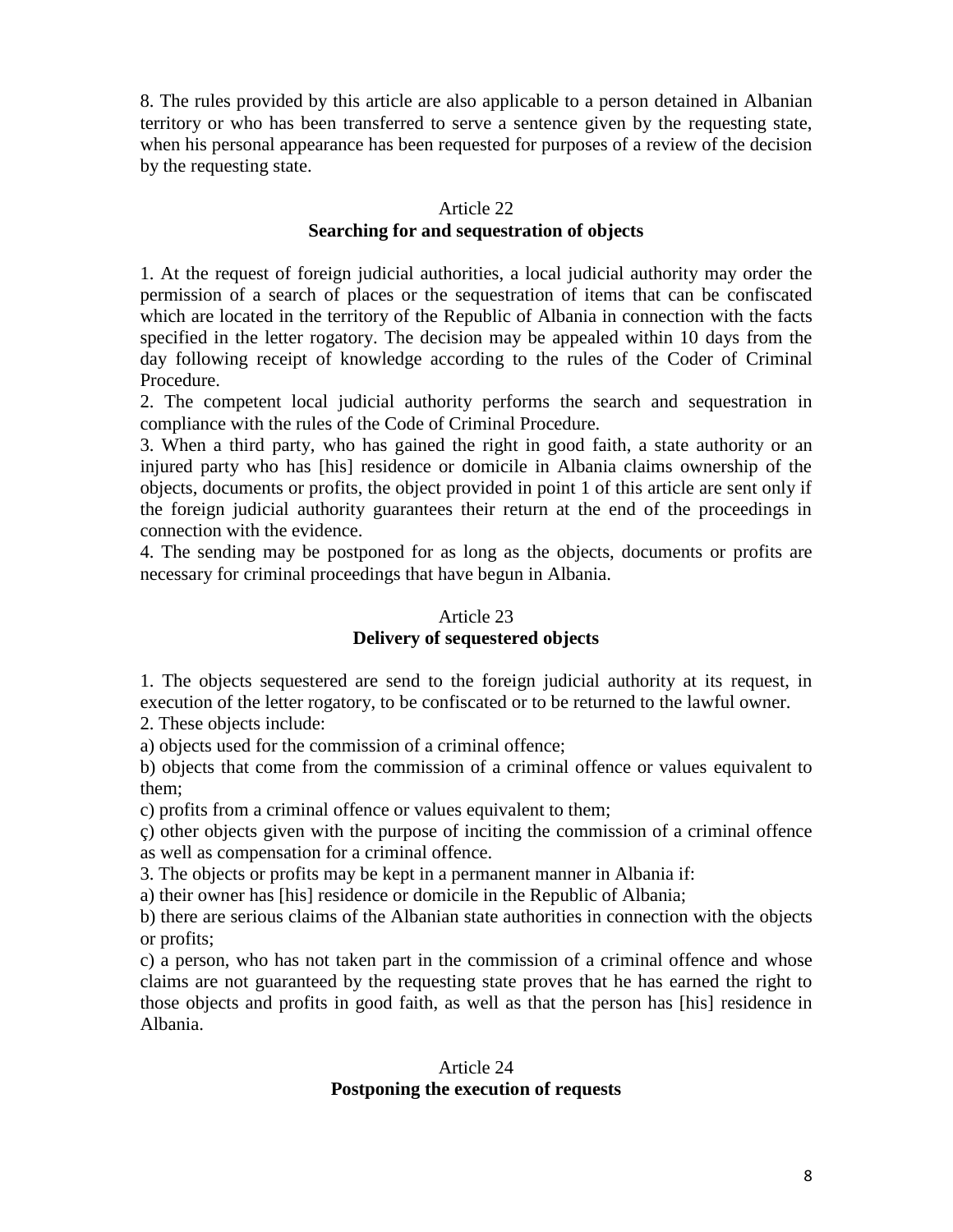8. The rules provided by this article are also applicable to a person detained in Albanian territory or who has been transferred to serve a sentence given by the requesting state, when his personal appearance has been requested for purposes of a review of the decision by the requesting state.

### Article 22
### Searching for and sequestration of objects

1. At the request of foreign judicial authorities, a local judicial authority may order the permission of a search of places or the sequestration of items that can be confiscated which are located in the territory of the Republic of Albania in connection with the facts specified in the letter rogatory. The decision may be appealed within 10 days from the day following receipt of knowledge according to the rules of the Coder of Criminal Procedure.
2. The competent local judicial authority performs the search and sequestration in compliance with the rules of the Code of Criminal Procedure.
3. When a third party, who has gained the right in good faith, a state authority or an injured party who has [his] residence or domicile in Albania claims ownership of the objects, documents or profits, the object provided in point 1 of this article are sent only if the foreign judicial authority guarantees their return at the end of the proceedings in connection with the evidence.
4. The sending may be postponed for as long as the objects, documents or profits are necessary for criminal proceedings that have begun in Albania.

### Article 23
### Delivery of sequestered objects

1. The objects sequestered are send to the foreign judicial authority at its request, in execution of the letter rogatory, to be confiscated or to be returned to the lawful owner.
2. These objects include:
a) objects used for the commission of a criminal offence;
b) objects that come from the commission of a criminal offence or values equivalent to them;
c) profits from a criminal offence or values equivalent to them;
ç) other objects given with the purpose of inciting the commission of a criminal offence as well as compensation for a criminal offence.
3. The objects or profits may be kept in a permanent manner in Albania if:
a) their owner has [his] residence or domicile in the Republic of Albania;
b) there are serious claims of the Albanian state authorities in connection with the objects or profits;
c) a person, who has not taken part in the commission of a criminal offence and whose claims are not guaranteed by the requesting state proves that he has earned the right to those objects and profits in good faith, as well as that the person has [his] residence in Albania.

### Article 24
### Postponing the execution of requests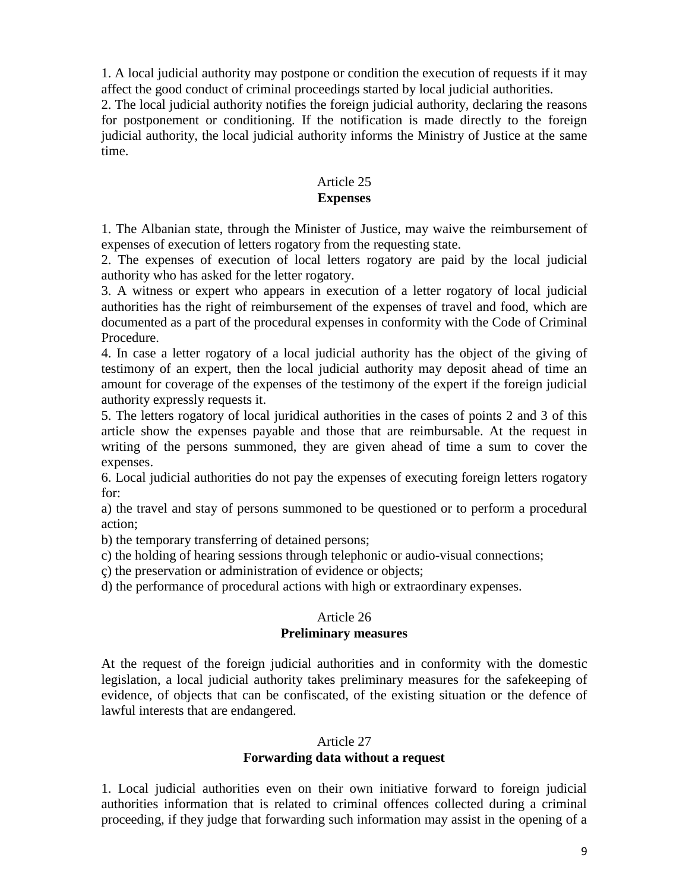1. A local judicial authority may postpone or condition the execution of requests if it may affect the good conduct of criminal proceedings started by local judicial authorities.
2. The local judicial authority notifies the foreign judicial authority, declaring the reasons for postponement or conditioning. If the notification is made directly to the foreign judicial authority, the local judicial authority informs the Ministry of Justice at the same time.

### Article 25
### **Expenses**

1. The Albanian state, through the Minister of Justice, may waive the reimbursement of expenses of execution of letters rogatory from the requesting state.
2. The expenses of execution of local letters rogatory are paid by the local judicial authority who has asked for the letter rogatory.
3. A witness or expert who appears in execution of a letter rogatory of local judicial authorities has the right of reimbursement of the expenses of travel and food, which are documented as a part of the procedural expenses in conformity with the Code of Criminal Procedure.
4. In case a letter rogatory of a local judicial authority has the object of the giving of testimony of an expert, then the local judicial authority may deposit ahead of time an amount for coverage of the expenses of the testimony of the expert if the foreign judicial authority expressly requests it.
5. The letters rogatory of local juridical authorities in the cases of points 2 and 3 of this article show the expenses payable and those that are reimbursable. At the request in writing of the persons summoned, they are given ahead of time a sum to cover the expenses.
6. Local judicial authorities do not pay the expenses of executing foreign letters rogatory for:

a) the travel and stay of persons summoned to be questioned or to perform a procedural action;

b) the temporary transferring of detained persons;

c) the holding of hearing sessions through telephonic or audio-visual connections;

ç) the preservation or administration of evidence or objects;

d) the performance of procedural actions with high or extraordinary expenses.

### Article 26
### **Preliminary measures**

At the request of the foreign judicial authorities and in conformity with the domestic legislation, a local judicial authority takes preliminary measures for the safekeeping of evidence, of objects that can be confiscated, of the existing situation or the defence of lawful interests that are endangered.

### Article 27
### **Forwarding data without a request**

1. Local judicial authorities even on their own initiative forward to foreign judicial authorities information that is related to criminal offences collected during a criminal proceeding, if they judge that forwarding such information may assist in the opening of a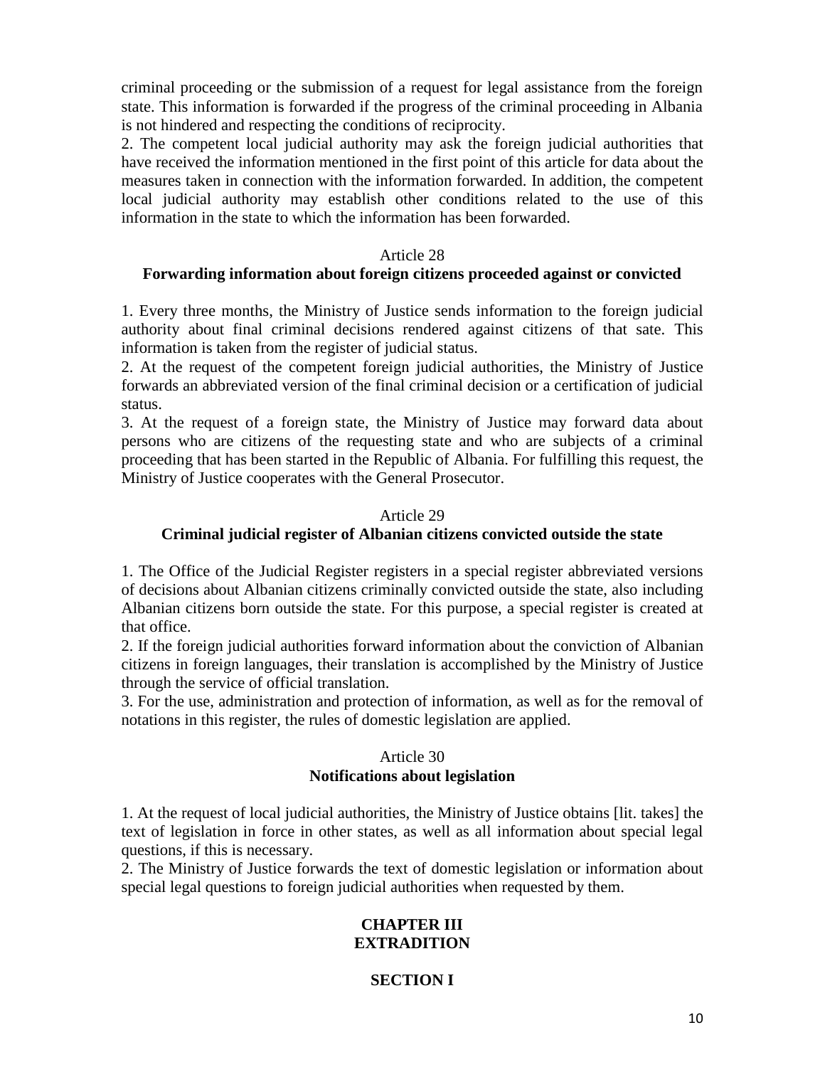criminal proceeding or the submission of a request for legal assistance from the foreign state. This information is forwarded if the progress of the criminal proceeding in Albania is not hindered and respecting the conditions of reciprocity.

2. The competent local judicial authority may ask the foreign judicial authorities that have received the information mentioned in the first point of this article for data about the measures taken in connection with the information forwarded. In addition, the competent local judicial authority may establish other conditions related to the use of this information in the state to which the information has been forwarded.

Article 28
**Forwarding information about foreign citizens proceeded against or convicted**

1. Every three months, the Ministry of Justice sends information to the foreign judicial authority about final criminal decisions rendered against citizens of that sate. This information is taken from the register of judicial status.

2. At the request of the competent foreign judicial authorities, the Ministry of Justice forwards an abbreviated version of the final criminal decision or a certification of judicial status.

3. At the request of a foreign state, the Ministry of Justice may forward data about persons who are citizens of the requesting state and who are subjects of a criminal proceeding that has been started in the Republic of Albania. For fulfilling this request, the Ministry of Justice cooperates with the General Prosecutor.

Article 29
**Criminal judicial register of Albanian citizens convicted outside the state**

1. The Office of the Judicial Register registers in a special register abbreviated versions of decisions about Albanian citizens criminally convicted outside the state, also including Albanian citizens born outside the state. For this purpose, a special register is created at that office.

2. If the foreign judicial authorities forward information about the conviction of Albanian citizens in foreign languages, their translation is accomplished by the Ministry of Justice through the service of official translation.

3. For the use, administration and protection of information, as well as for the removal of notations in this register, the rules of domestic legislation are applied.

Article 30
**Notifications about legislation**

1. At the request of local judicial authorities, the Ministry of Justice obtains [lit. takes] the text of legislation in force in other states, as well as all information about special legal questions, if this is necessary.

2. The Ministry of Justice forwards the text of domestic legislation or information about special legal questions to foreign judicial authorities when requested by them.

**CHAPTER III**
**EXTRADITION**

**SECTION I**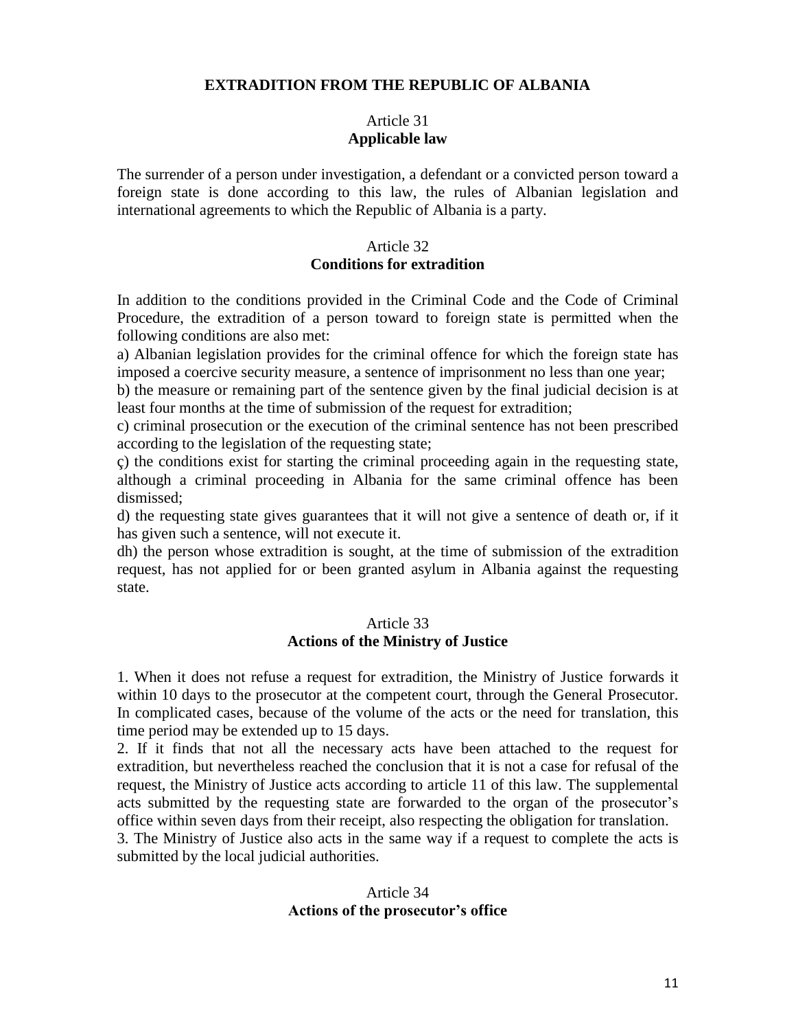## EXTRADITION FROM THE REPUBLIC OF ALBANIA

### Article 31
**Applicable law**

The surrender of a person under investigation, a defendant or a convicted person toward a foreign state is done according to this law, the rules of Albanian legislation and international agreements to which the Republic of Albania is a party.

### Article 32
**Conditions for extradition**

In addition to the conditions provided in the Criminal Code and the Code of Criminal Procedure, the extradition of a person toward to foreign state is permitted when the following conditions are also met:

a) Albanian legislation provides for the criminal offence for which the foreign state has imposed a coercive security measure, a sentence of imprisonment no less than one year;

b) the measure or remaining part of the sentence given by the final judicial decision is at least four months at the time of submission of the request for extradition;

c) criminal prosecution or the execution of the criminal sentence has not been prescribed according to the legislation of the requesting state;

ç) the conditions exist for starting the criminal proceeding again in the requesting state, although a criminal proceeding in Albania for the same criminal offence has been dismissed;

d) the requesting state gives guarantees that it will not give a sentence of death or, if it has given such a sentence, will not execute it.

dh) the person whose extradition is sought, at the time of submission of the extradition request, has not applied for or been granted asylum in Albania against the requesting state.

### Article 33
**Actions of the Ministry of Justice**

1. When it does not refuse a request for extradition, the Ministry of Justice forwards it within 10 days to the prosecutor at the competent court, through the General Prosecutor. In complicated cases, because of the volume of the acts or the need for translation, this time period may be extended up to 15 days.
2. If it finds that not all the necessary acts have been attached to the request for extradition, but nevertheless reached the conclusion that it is not a case for refusal of the request, the Ministry of Justice acts according to article 11 of this law. The supplemental acts submitted by the requesting state are forwarded to the organ of the prosecutor's office within seven days from their receipt, also respecting the obligation for translation.
3. The Ministry of Justice also acts in the same way if a request to complete the acts is submitted by the local judicial authorities.

### Article 34
**Actions of the prosecutor's office**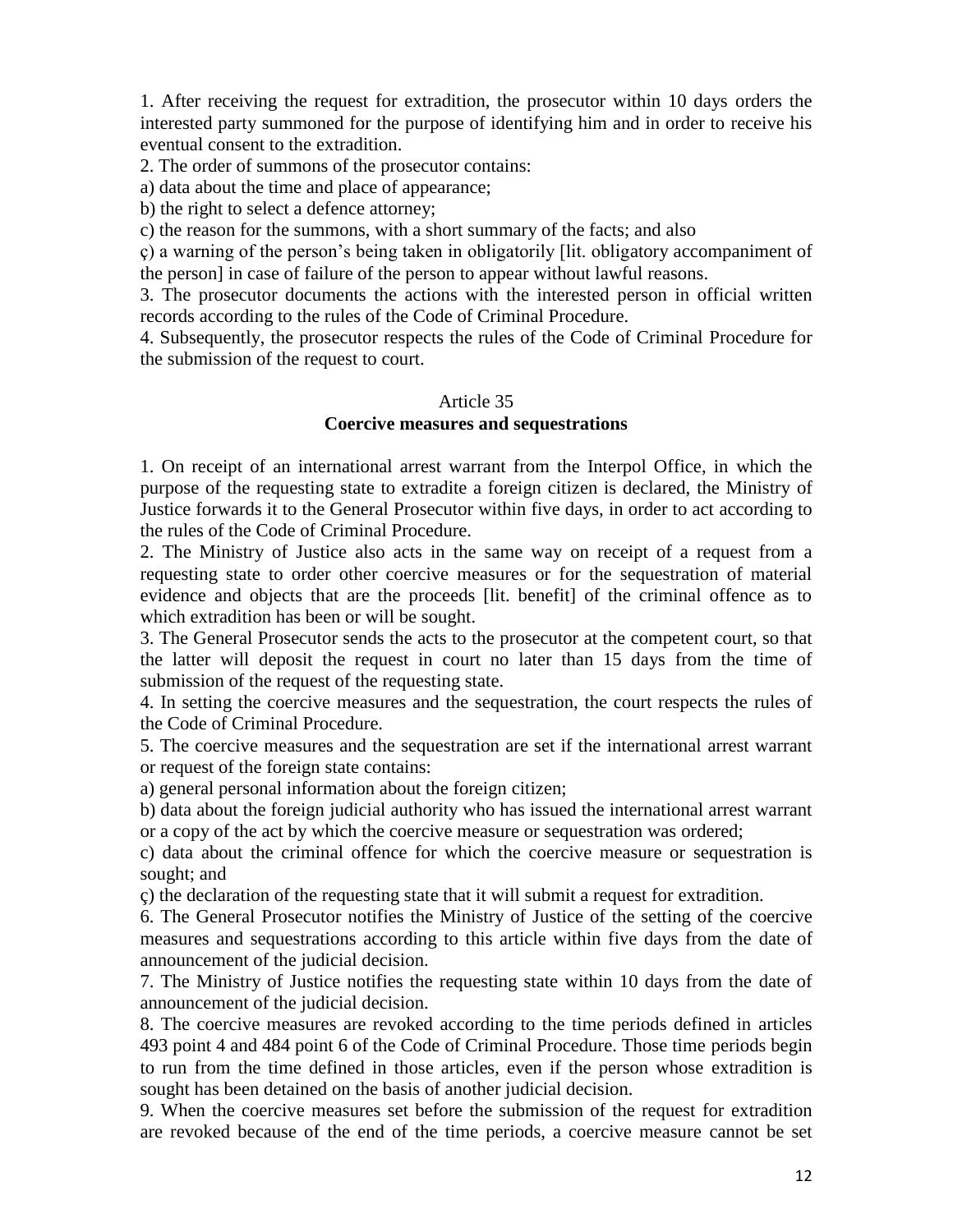1. After receiving the request for extradition, the prosecutor within 10 days orders the interested party summoned for the purpose of identifying him and in order to receive his eventual consent to the extradition.

2. The order of summons of the prosecutor contains:

a) data about the time and place of appearance;

b) the right to select a defence attorney;

c) the reason for the summons, with a short summary of the facts; and also

ç) a warning of the person's being taken in obligatorily [lit. obligatory accompaniment of the person] in case of failure of the person to appear without lawful reasons.

3. The prosecutor documents the actions with the interested person in official written records according to the rules of the Code of Criminal Procedure.

4. Subsequently, the prosecutor respects the rules of the Code of Criminal Procedure for the submission of the request to court.

### Article 35
### **Coercive measures and sequestrations**

1. On receipt of an international arrest warrant from the Interpol Office, in which the purpose of the requesting state to extradite a foreign citizen is declared, the Ministry of Justice forwards it to the General Prosecutor within five days, in order to act according to the rules of the Code of Criminal Procedure.

2. The Ministry of Justice also acts in the same way on receipt of a request from a requesting state to order other coercive measures or for the sequestration of material evidence and objects that are the proceeds [lit. benefit] of the criminal offence as to which extradition has been or will be sought.

3. The General Prosecutor sends the acts to the prosecutor at the competent court, so that the latter will deposit the request in court no later than 15 days from the time of submission of the request of the requesting state.

4. In setting the coercive measures and the sequestration, the court respects the rules of the Code of Criminal Procedure.

5. The coercive measures and the sequestration are set if the international arrest warrant or request of the foreign state contains:

a) general personal information about the foreign citizen;

b) data about the foreign judicial authority who has issued the international arrest warrant or a copy of the act by which the coercive measure or sequestration was ordered;

c) data about the criminal offence for which the coercive measure or sequestration is sought; and

ç) the declaration of the requesting state that it will submit a request for extradition.

6. The General Prosecutor notifies the Ministry of Justice of the setting of the coercive measures and sequestrations according to this article within five days from the date of announcement of the judicial decision.

7. The Ministry of Justice notifies the requesting state within 10 days from the date of announcement of the judicial decision.

8. The coercive measures are revoked according to the time periods defined in articles 493 point 4 and 484 point 6 of the Code of Criminal Procedure. Those time periods begin to run from the time defined in those articles, even if the person whose extradition is sought has been detained on the basis of another judicial decision.

9. When the coercive measures set before the submission of the request for extradition are revoked because of the end of the time periods, a coercive measure cannot be set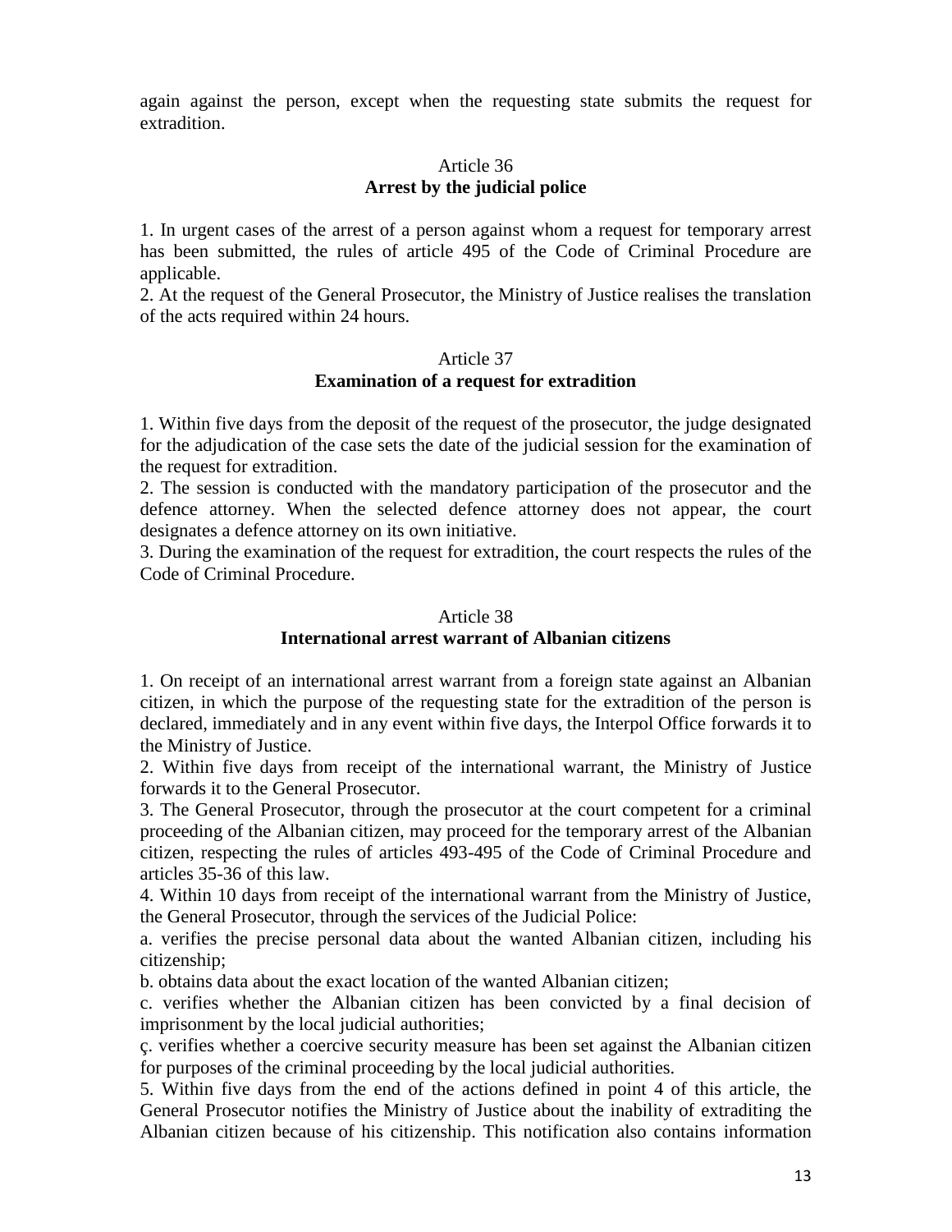again against the person, except when the requesting state submits the request for extradition.

### Article 36
### Arrest by the judicial police

1. In urgent cases of the arrest of a person against whom a request for temporary arrest has been submitted, the rules of article 495 of the Code of Criminal Procedure are applicable.
2. At the request of the General Prosecutor, the Ministry of Justice realises the translation of the acts required within 24 hours.

### Article 37
### Examination of a request for extradition

1. Within five days from the deposit of the request of the prosecutor, the judge designated for the adjudication of the case sets the date of the judicial session for the examination of the request for extradition.
2. The session is conducted with the mandatory participation of the prosecutor and the defence attorney. When the selected defence attorney does not appear, the court designates a defence attorney on its own initiative.
3. During the examination of the request for extradition, the court respects the rules of the Code of Criminal Procedure.

### Article 38
### International arrest warrant of Albanian citizens

1. On receipt of an international arrest warrant from a foreign state against an Albanian citizen, in which the purpose of the requesting state for the extradition of the person is declared, immediately and in any event within five days, the Interpol Office forwards it to the Ministry of Justice.
2. Within five days from receipt of the international warrant, the Ministry of Justice forwards it to the General Prosecutor.
3. The General Prosecutor, through the prosecutor at the court competent for a criminal proceeding of the Albanian citizen, may proceed for the temporary arrest of the Albanian citizen, respecting the rules of articles 493-495 of the Code of Criminal Procedure and articles 35-36 of this law.
4. Within 10 days from receipt of the international warrant from the Ministry of Justice, the General Prosecutor, through the services of the Judicial Police:

a. verifies the precise personal data about the wanted Albanian citizen, including his citizenship;

b. obtains data about the exact location of the wanted Albanian citizen;

c. verifies whether the Albanian citizen has been convicted by a final decision of imprisonment by the local judicial authorities;

ç. verifies whether a coercive security measure has been set against the Albanian citizen for purposes of the criminal proceeding by the local judicial authorities.

5. Within five days from the end of the actions defined in point 4 of this article, the General Prosecutor notifies the Ministry of Justice about the inability of extraditing the Albanian citizen because of his citizenship. This notification also contains information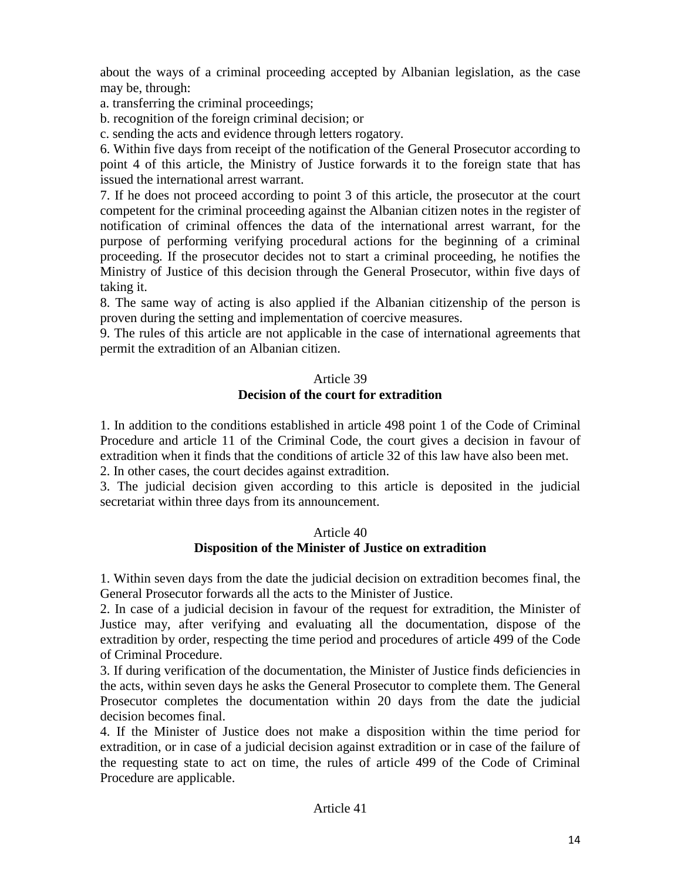about the ways of a criminal proceeding accepted by Albanian legislation, as the case may be, through:

a. transferring the criminal proceedings;

b. recognition of the foreign criminal decision; or

c. sending the acts and evidence through letters rogatory.

6. Within five days from receipt of the notification of the General Prosecutor according to point 4 of this article, the Ministry of Justice forwards it to the foreign state that has issued the international arrest warrant.

7. If he does not proceed according to point 3 of this article, the prosecutor at the court competent for the criminal proceeding against the Albanian citizen notes in the register of notification of criminal offences the data of the international arrest warrant, for the purpose of performing verifying procedural actions for the beginning of a criminal proceeding. If the prosecutor decides not to start a criminal proceeding, he notifies the Ministry of Justice of this decision through the General Prosecutor, within five days of taking it.

8. The same way of acting is also applied if the Albanian citizenship of the person is proven during the setting and implementation of coercive measures.

9. The rules of this article are not applicable in the case of international agreements that permit the extradition of an Albanian citizen.

Article 39
**Decision of the court for extradition**

1. In addition to the conditions established in article 498 point 1 of the Code of Criminal Procedure and article 11 of the Criminal Code, the court gives a decision in favour of extradition when it finds that the conditions of article 32 of this law have also been met.

2. In other cases, the court decides against extradition.

3. The judicial decision given according to this article is deposited in the judicial secretariat within three days from its announcement.

Article 40
**Disposition of the Minister of Justice on extradition**

1. Within seven days from the date the judicial decision on extradition becomes final, the General Prosecutor forwards all the acts to the Minister of Justice.

2. In case of a judicial decision in favour of the request for extradition, the Minister of Justice may, after verifying and evaluating all the documentation, dispose of the extradition by order, respecting the time period and procedures of article 499 of the Code of Criminal Procedure.

3. If during verification of the documentation, the Minister of Justice finds deficiencies in the acts, within seven days he asks the General Prosecutor to complete them. The General Prosecutor completes the documentation within 20 days from the date the judicial decision becomes final.

4. If the Minister of Justice does not make a disposition within the time period for extradition, or in case of a judicial decision against extradition or in case of the failure of the requesting state to act on time, the rules of article 499 of the Code of Criminal Procedure are applicable.

Article 41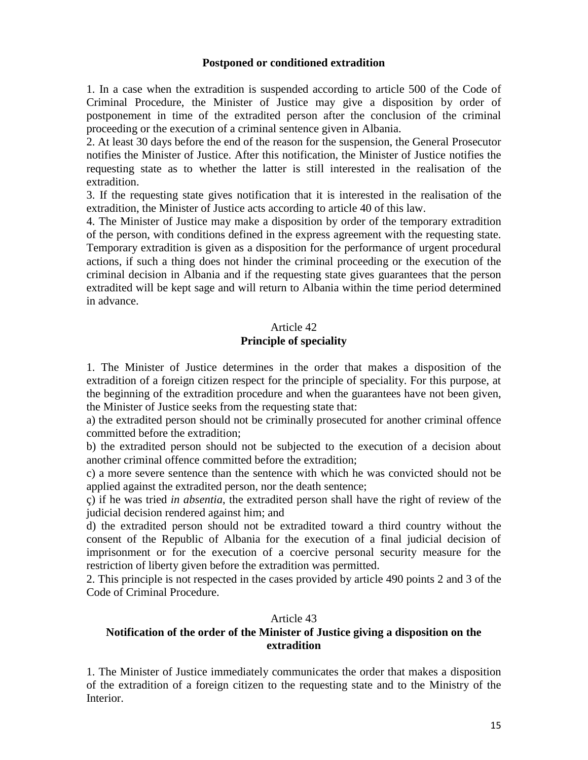**Postponed or conditioned extradition**

1. In a case when the extradition is suspended according to article 500 of the Code of Criminal Procedure, the Minister of Justice may give a disposition by order of postponement in time of the extradited person after the conclusion of the criminal proceeding or the execution of a criminal sentence given in Albania.
2. At least 30 days before the end of the reason for the suspension, the General Prosecutor notifies the Minister of Justice. After this notification, the Minister of Justice notifies the requesting state as to whether the latter is still interested in the realisation of the extradition.
3. If the requesting state gives notification that it is interested in the realisation of the extradition, the Minister of Justice acts according to article 40 of this law.
4. The Minister of Justice may make a disposition by order of the temporary extradition of the person, with conditions defined in the express agreement with the requesting state. Temporary extradition is given as a disposition for the performance of urgent procedural actions, if such a thing does not hinder the criminal proceeding or the execution of the criminal decision in Albania and if the requesting state gives guarantees that the person extradited will be kept sage and will return to Albania within the time period determined in advance.

Article 42
**Principle of speciality**

1. The Minister of Justice determines in the order that makes a disposition of the extradition of a foreign citizen respect for the principle of speciality. For this purpose, at the beginning of the extradition procedure and when the guarantees have not been given, the Minister of Justice seeks from the requesting state that:
a) the extradited person should not be criminally prosecuted for another criminal offence committed before the extradition;
b) the extradited person should not be subjected to the execution of a decision about another criminal offence committed before the extradition;
c) a more severe sentence than the sentence with which he was convicted should not be applied against the extradited person, nor the death sentence;
ç) if he was tried *in absentia*, the extradited person shall have the right of review of the judicial decision rendered against him; and
d) the extradited person should not be extradited toward a third country without the consent of the Republic of Albania for the execution of a final judicial decision of imprisonment or for the execution of a coercive personal security measure for the restriction of liberty given before the extradition was permitted.
2. This principle is not respected in the cases provided by article 490 points 2 and 3 of the Code of Criminal Procedure.

Article 43
**Notification of the order of the Minister of Justice giving a disposition on the extradition**

1. The Minister of Justice immediately communicates the order that makes a disposition of the extradition of a foreign citizen to the requesting state and to the Ministry of the Interior.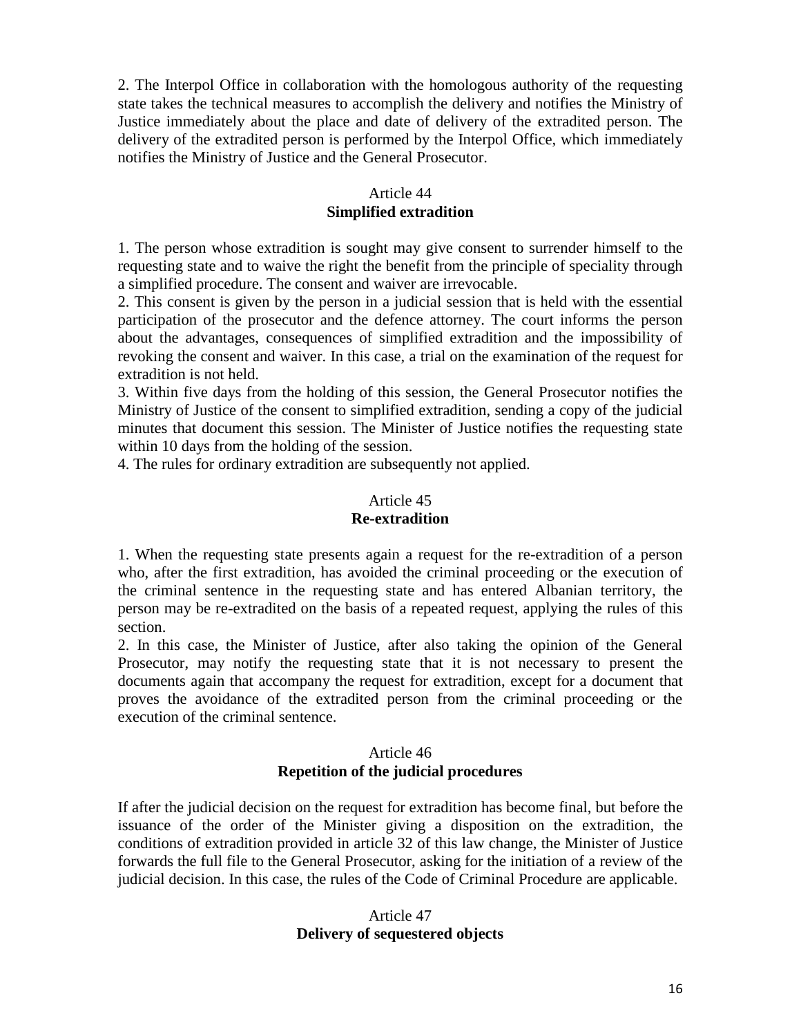2. The Interpol Office in collaboration with the homologous authority of the requesting state takes the technical measures to accomplish the delivery and notifies the Ministry of Justice immediately about the place and date of delivery of the extradited person. The delivery of the extradited person is performed by the Interpol Office, which immediately notifies the Ministry of Justice and the General Prosecutor.

### Article 44
### Simplified extradition

1. The person whose extradition is sought may give consent to surrender himself to the requesting state and to waive the right the benefit from the principle of speciality through a simplified procedure. The consent and waiver are irrevocable.
2. This consent is given by the person in a judicial session that is held with the essential participation of the prosecutor and the defence attorney. The court informs the person about the advantages, consequences of simplified extradition and the impossibility of revoking the consent and waiver. In this case, a trial on the examination of the request for extradition is not held.
3. Within five days from the holding of this session, the General Prosecutor notifies the Ministry of Justice of the consent to simplified extradition, sending a copy of the judicial minutes that document this session. The Minister of Justice notifies the requesting state within 10 days from the holding of the session.
4. The rules for ordinary extradition are subsequently not applied.

### Article 45
### Re-extradition

1. When the requesting state presents again a request for the re-extradition of a person who, after the first extradition, has avoided the criminal proceeding or the execution of the criminal sentence in the requesting state and has entered Albanian territory, the person may be re-extradited on the basis of a repeated request, applying the rules of this section.
2. In this case, the Minister of Justice, after also taking the opinion of the General Prosecutor, may notify the requesting state that it is not necessary to present the documents again that accompany the request for extradition, except for a document that proves the avoidance of the extradited person from the criminal proceeding or the execution of the criminal sentence.

### Article 46
### Repetition of the judicial procedures

If after the judicial decision on the request for extradition has become final, but before the issuance of the order of the Minister giving a disposition on the extradition, the conditions of extradition provided in article 32 of this law change, the Minister of Justice forwards the full file to the General Prosecutor, asking for the initiation of a review of the judicial decision. In this case, the rules of the Code of Criminal Procedure are applicable.

### Article 47
### Delivery of sequestered objects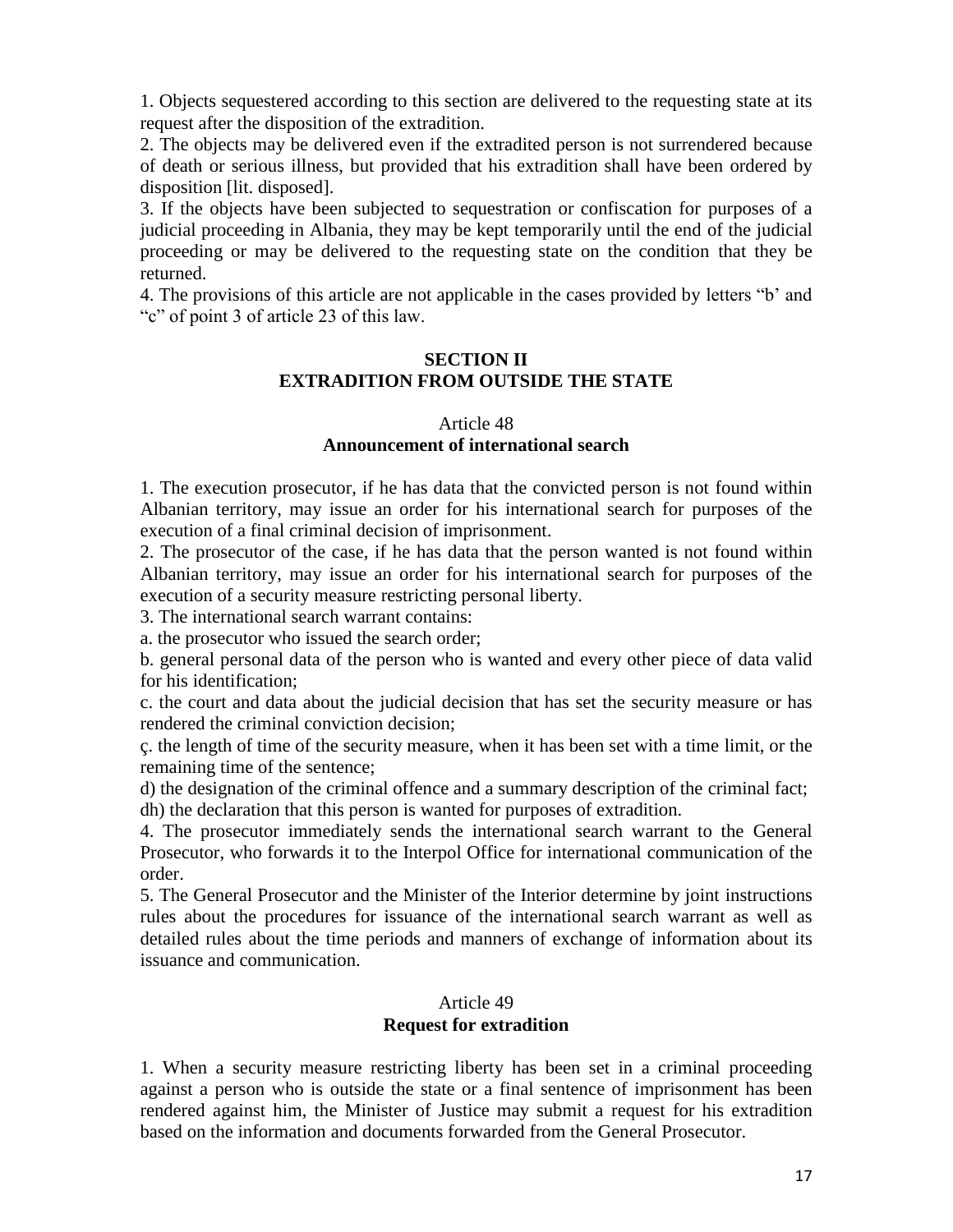1. Objects sequestered according to this section are delivered to the requesting state at its request after the disposition of the extradition.

2. The objects may be delivered even if the extradited person is not surrendered because of death or serious illness, but provided that his extradition shall have been ordered by disposition [lit. disposed].

3. If the objects have been subjected to sequestration or confiscation for purposes of a judicial proceeding in Albania, they may be kept temporarily until the end of the judicial proceeding or may be delivered to the requesting state on the condition that they be returned.

4. The provisions of this article are not applicable in the cases provided by letters "b' and "c" of point 3 of article 23 of this law.

## SECTION II
## EXTRADITION FROM OUTSIDE THE STATE

### Article 48
### Announcement of international search

1. The execution prosecutor, if he has data that the convicted person is not found within Albanian territory, may issue an order for his international search for purposes of the execution of a final criminal decision of imprisonment.

2. The prosecutor of the case, if he has data that the person wanted is not found within Albanian territory, may issue an order for his international search for purposes of the execution of a security measure restricting personal liberty.

3. The international search warrant contains:

a. the prosecutor who issued the search order;

b. general personal data of the person who is wanted and every other piece of data valid for his identification;

c. the court and data about the judicial decision that has set the security measure or has rendered the criminal conviction decision;

ç. the length of time of the security measure, when it has been set with a time limit, or the remaining time of the sentence;

d) the designation of the criminal offence and a summary description of the criminal fact;

dh) the declaration that this person is wanted for purposes of extradition.

4. The prosecutor immediately sends the international search warrant to the General Prosecutor, who forwards it to the Interpol Office for international communication of the order.

5. The General Prosecutor and the Minister of the Interior determine by joint instructions rules about the procedures for issuance of the international search warrant as well as detailed rules about the time periods and manners of exchange of information about its issuance and communication.

### Article 49
### Request for extradition

1. When a security measure restricting liberty has been set in a criminal proceeding against a person who is outside the state or a final sentence of imprisonment has been rendered against him, the Minister of Justice may submit a request for his extradition based on the information and documents forwarded from the General Prosecutor.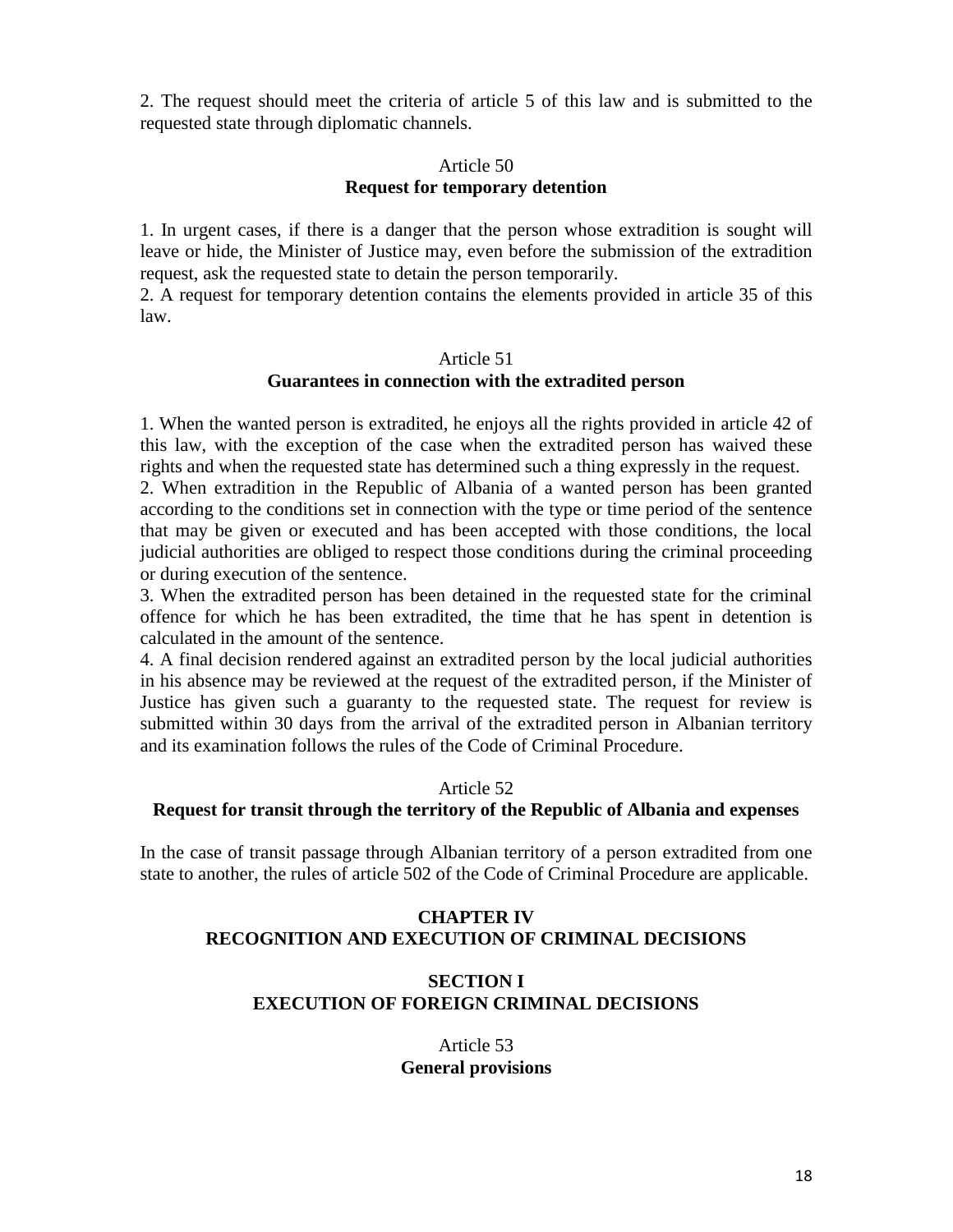2. The request should meet the criteria of article 5 of this law and is submitted to the requested state through diplomatic channels.

Article 50
**Request for temporary detention**

1. In urgent cases, if there is a danger that the person whose extradition is sought will leave or hide, the Minister of Justice may, even before the submission of the extradition request, ask the requested state to detain the person temporarily.
2. A request for temporary detention contains the elements provided in article 35 of this law.

Article 51
**Guarantees in connection with the extradited person**

1. When the wanted person is extradited, he enjoys all the rights provided in article 42 of this law, with the exception of the case when the extradited person has waived these rights and when the requested state has determined such a thing expressly in the request.
2. When extradition in the Republic of Albania of a wanted person has been granted according to the conditions set in connection with the type or time period of the sentence that may be given or executed and has been accepted with those conditions, the local judicial authorities are obliged to respect those conditions during the criminal proceeding or during execution of the sentence.
3. When the extradited person has been detained in the requested state for the criminal offence for which he has been extradited, the time that he has spent in detention is calculated in the amount of the sentence.
4. A final decision rendered against an extradited person by the local judicial authorities in his absence may be reviewed at the request of the extradited person, if the Minister of Justice has given such a guaranty to the requested state. The request for review is submitted within 30 days from the arrival of the extradited person in Albanian territory and its examination follows the rules of the Code of Criminal Procedure.

Article 52
**Request for transit through the territory of the Republic of Albania and expenses**

In the case of transit passage through Albanian territory of a person extradited from one state to another, the rules of article 502 of the Code of Criminal Procedure are applicable.

## CHAPTER IV
## RECOGNITION AND EXECUTION OF CRIMINAL DECISIONS

### SECTION I
### EXECUTION OF FOREIGN CRIMINAL DECISIONS

Article 53
**General provisions**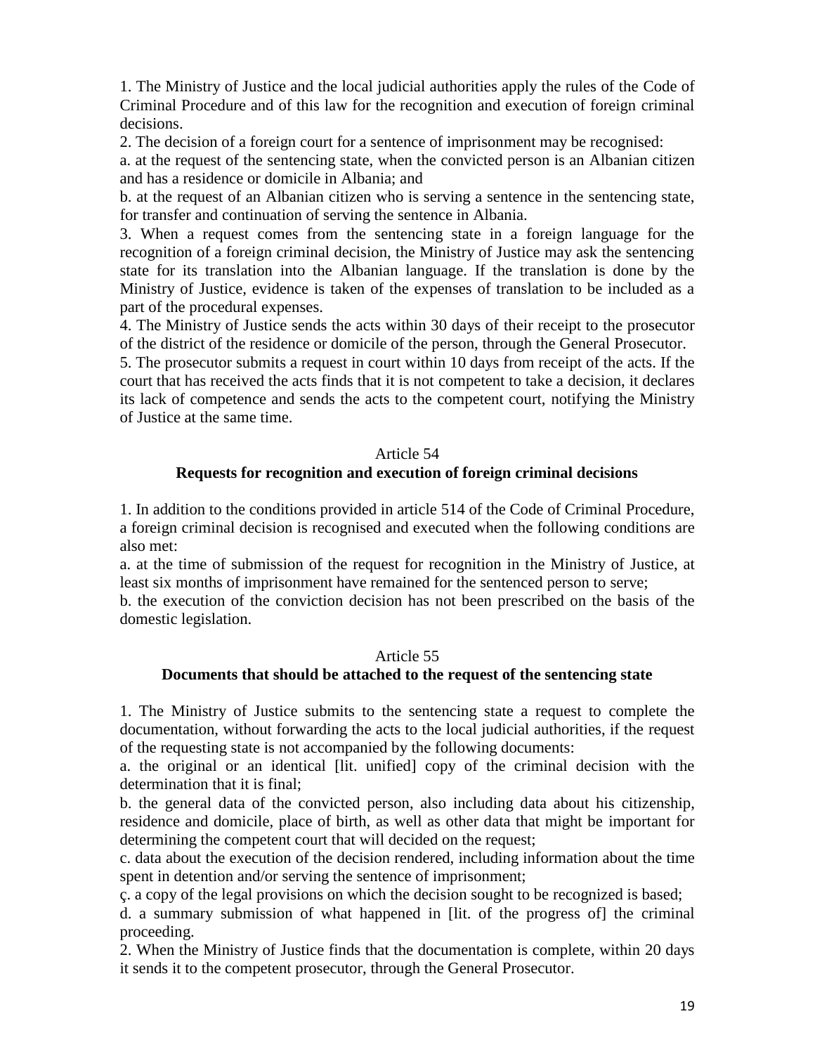1. The Ministry of Justice and the local judicial authorities apply the rules of the Code of Criminal Procedure and of this law for the recognition and execution of foreign criminal decisions.

2. The decision of a foreign court for a sentence of imprisonment may be recognised:

a. at the request of the sentencing state, when the convicted person is an Albanian citizen and has a residence or domicile in Albania; and

b. at the request of an Albanian citizen who is serving a sentence in the sentencing state, for transfer and continuation of serving the sentence in Albania.

3. When a request comes from the sentencing state in a foreign language for the recognition of a foreign criminal decision, the Ministry of Justice may ask the sentencing state for its translation into the Albanian language. If the translation is done by the Ministry of Justice, evidence is taken of the expenses of translation to be included as a part of the procedural expenses.

4. The Ministry of Justice sends the acts within 30 days of their receipt to the prosecutor of the district of the residence or domicile of the person, through the General Prosecutor.

5. The prosecutor submits a request in court within 10 days from receipt of the acts. If the court that has received the acts finds that it is not competent to take a decision, it declares its lack of competence and sends the acts to the competent court, notifying the Ministry of Justice at the same time.

Article 54

**Requests for recognition and execution of foreign criminal decisions**

1. In addition to the conditions provided in article 514 of the Code of Criminal Procedure, a foreign criminal decision is recognised and executed when the following conditions are also met:

a. at the time of submission of the request for recognition in the Ministry of Justice, at least six months of imprisonment have remained for the sentenced person to serve;

b. the execution of the conviction decision has not been prescribed on the basis of the domestic legislation.

Article 55

**Documents that should be attached to the request of the sentencing state**

1. The Ministry of Justice submits to the sentencing state a request to complete the documentation, without forwarding the acts to the local judicial authorities, if the request of the requesting state is not accompanied by the following documents:

a. the original or an identical [lit. unified] copy of the criminal decision with the determination that it is final;

b. the general data of the convicted person, also including data about his citizenship, residence and domicile, place of birth, as well as other data that might be important for determining the competent court that will decided on the request;

c. data about the execution of the decision rendered, including information about the time spent in detention and/or serving the sentence of imprisonment;

ç. a copy of the legal provisions on which the decision sought to be recognized is based;

d. a summary submission of what happened in [lit. of the progress of] the criminal proceeding.

2. When the Ministry of Justice finds that the documentation is complete, within 20 days it sends it to the competent prosecutor, through the General Prosecutor.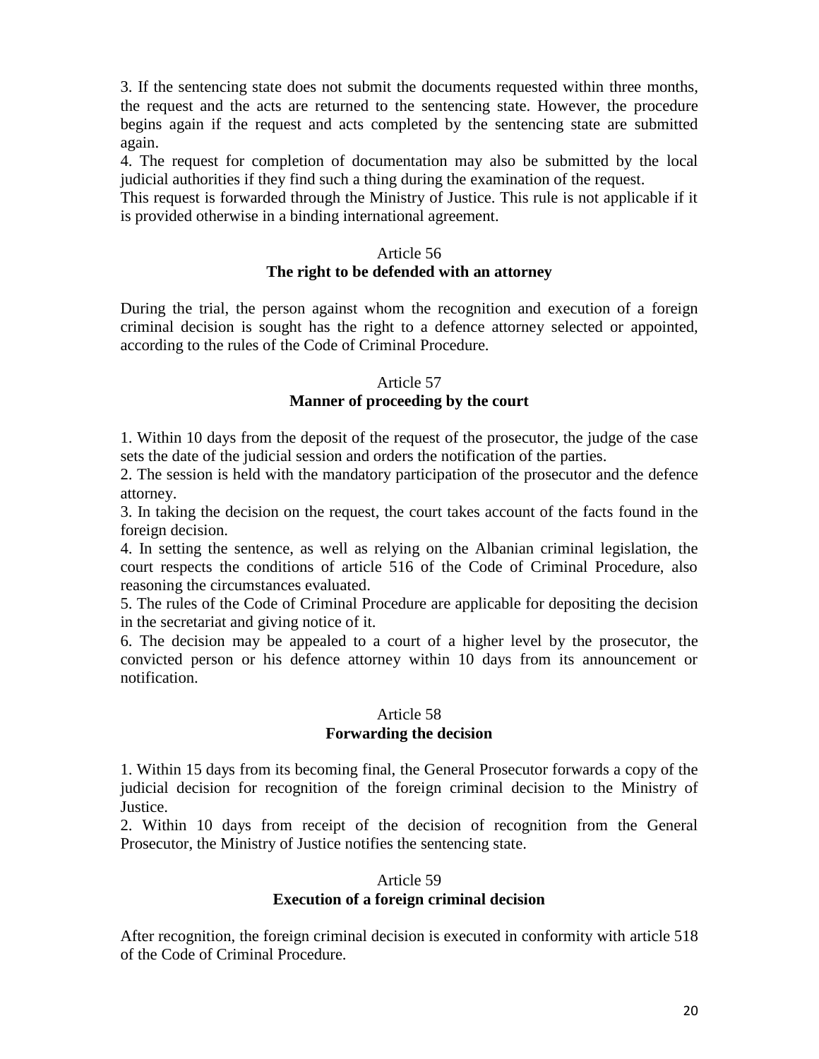3. If the sentencing state does not submit the documents requested within three months, the request and the acts are returned to the sentencing state. However, the procedure begins again if the request and acts completed by the sentencing state are submitted again.

4. The request for completion of documentation may also be submitted by the local judicial authorities if they find such a thing during the examination of the request.

This request is forwarded through the Ministry of Justice. This rule is not applicable if it is provided otherwise in a binding international agreement.

Article 56
**The right to be defended with an attorney**

During the trial, the person against whom the recognition and execution of a foreign criminal decision is sought has the right to a defence attorney selected or appointed, according to the rules of the Code of Criminal Procedure.

Article 57
**Manner of proceeding by the court**

1. Within 10 days from the deposit of the request of the prosecutor, the judge of the case sets the date of the judicial session and orders the notification of the parties.

2. The session is held with the mandatory participation of the prosecutor and the defence attorney.

3. In taking the decision on the request, the court takes account of the facts found in the foreign decision.

4. In setting the sentence, as well as relying on the Albanian criminal legislation, the court respects the conditions of article 516 of the Code of Criminal Procedure, also reasoning the circumstances evaluated.

5. The rules of the Code of Criminal Procedure are applicable for depositing the decision in the secretariat and giving notice of it.

6. The decision may be appealed to a court of a higher level by the prosecutor, the convicted person or his defence attorney within 10 days from its announcement or notification.

Article 58
**Forwarding the decision**

1. Within 15 days from its becoming final, the General Prosecutor forwards a copy of the judicial decision for recognition of the foreign criminal decision to the Ministry of Justice.

2. Within 10 days from receipt of the decision of recognition from the General Prosecutor, the Ministry of Justice notifies the sentencing state.

Article 59
**Execution of a foreign criminal decision**

After recognition, the foreign criminal decision is executed in conformity with article 518 of the Code of Criminal Procedure.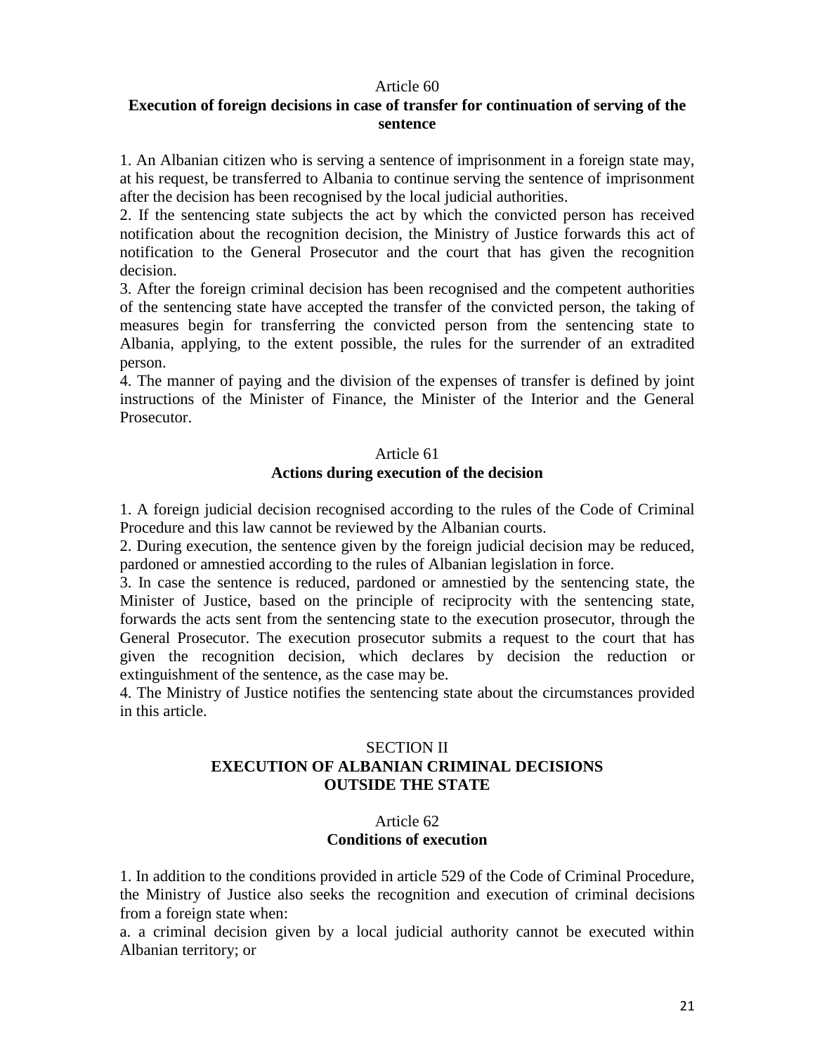Article 60

**Execution of foreign decisions in case of transfer for continuation of serving of the sentence**

1. An Albanian citizen who is serving a sentence of imprisonment in a foreign state may, at his request, be transferred to Albania to continue serving the sentence of imprisonment after the decision has been recognised by the local judicial authorities.
2. If the sentencing state subjects the act by which the convicted person has received notification about the recognition decision, the Ministry of Justice forwards this act of notification to the General Prosecutor and the court that has given the recognition decision.
3. After the foreign criminal decision has been recognised and the competent authorities of the sentencing state have accepted the transfer of the convicted person, the taking of measures begin for transferring the convicted person from the sentencing state to Albania, applying, to the extent possible, the rules for the surrender of an extradited person.
4. The manner of paying and the division of the expenses of transfer is defined by joint instructions of the Minister of Finance, the Minister of the Interior and the General Prosecutor.

Article 61

**Actions during execution of the decision**

1. A foreign judicial decision recognised according to the rules of the Code of Criminal Procedure and this law cannot be reviewed by the Albanian courts.
2. During execution, the sentence given by the foreign judicial decision may be reduced, pardoned or amnestied according to the rules of Albanian legislation in force.
3. In case the sentence is reduced, pardoned or amnestied by the sentencing state, the Minister of Justice, based on the principle of reciprocity with the sentencing state, forwards the acts sent from the sentencing state to the execution prosecutor, through the General Prosecutor. The execution prosecutor submits a request to the court that has given the recognition decision, which declares by decision the reduction or extinguishment of the sentence, as the case may be.
4. The Ministry of Justice notifies the sentencing state about the circumstances provided in this article.

SECTION II

**EXECUTION OF ALBANIAN CRIMINAL DECISIONS OUTSIDE THE STATE**

Article 62

**Conditions of execution**

1. In addition to the conditions provided in article 529 of the Code of Criminal Procedure, the Ministry of Justice also seeks the recognition and execution of criminal decisions from a foreign state when:

a. a criminal decision given by a local judicial authority cannot be executed within Albanian territory; or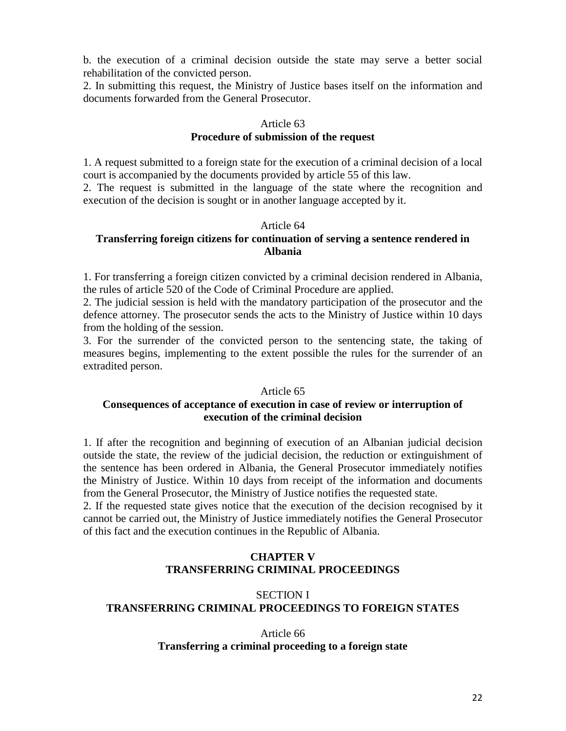b. the execution of a criminal decision outside the state may serve a better social rehabilitation of the convicted person.

2. In submitting this request, the Ministry of Justice bases itself on the information and documents forwarded from the General Prosecutor.

### Article 63
### Procedure of submission of the request

1. A request submitted to a foreign state for the execution of a criminal decision of a local court is accompanied by the documents provided by article 55 of this law.

2. The request is submitted in the language of the state where the recognition and execution of the decision is sought or in another language accepted by it.

### Article 64
### Transferring foreign citizens for continuation of serving a sentence rendered in Albania

1. For transferring a foreign citizen convicted by a criminal decision rendered in Albania, the rules of article 520 of the Code of Criminal Procedure are applied.

2. The judicial session is held with the mandatory participation of the prosecutor and the defence attorney. The prosecutor sends the acts to the Ministry of Justice within 10 days from the holding of the session.

3. For the surrender of the convicted person to the sentencing state, the taking of measures begins, implementing to the extent possible the rules for the surrender of an extradited person.

### Article 65
### Consequences of acceptance of execution in case of review or interruption of execution of the criminal decision

1. If after the recognition and beginning of execution of an Albanian judicial decision outside the state, the review of the judicial decision, the reduction or extinguishment of the sentence has been ordered in Albania, the General Prosecutor immediately notifies the Ministry of Justice. Within 10 days from receipt of the information and documents from the General Prosecutor, the Ministry of Justice notifies the requested state.

2. If the requested state gives notice that the execution of the decision recognised by it cannot be carried out, the Ministry of Justice immediately notifies the General Prosecutor of this fact and the execution continues in the Republic of Albania.

## CHAPTER V
## TRANSFERRING CRIMINAL PROCEEDINGS

## SECTION I
## TRANSFERRING CRIMINAL PROCEEDINGS TO FOREIGN STATES

### Article 66
### Transferring a criminal proceeding to a foreign state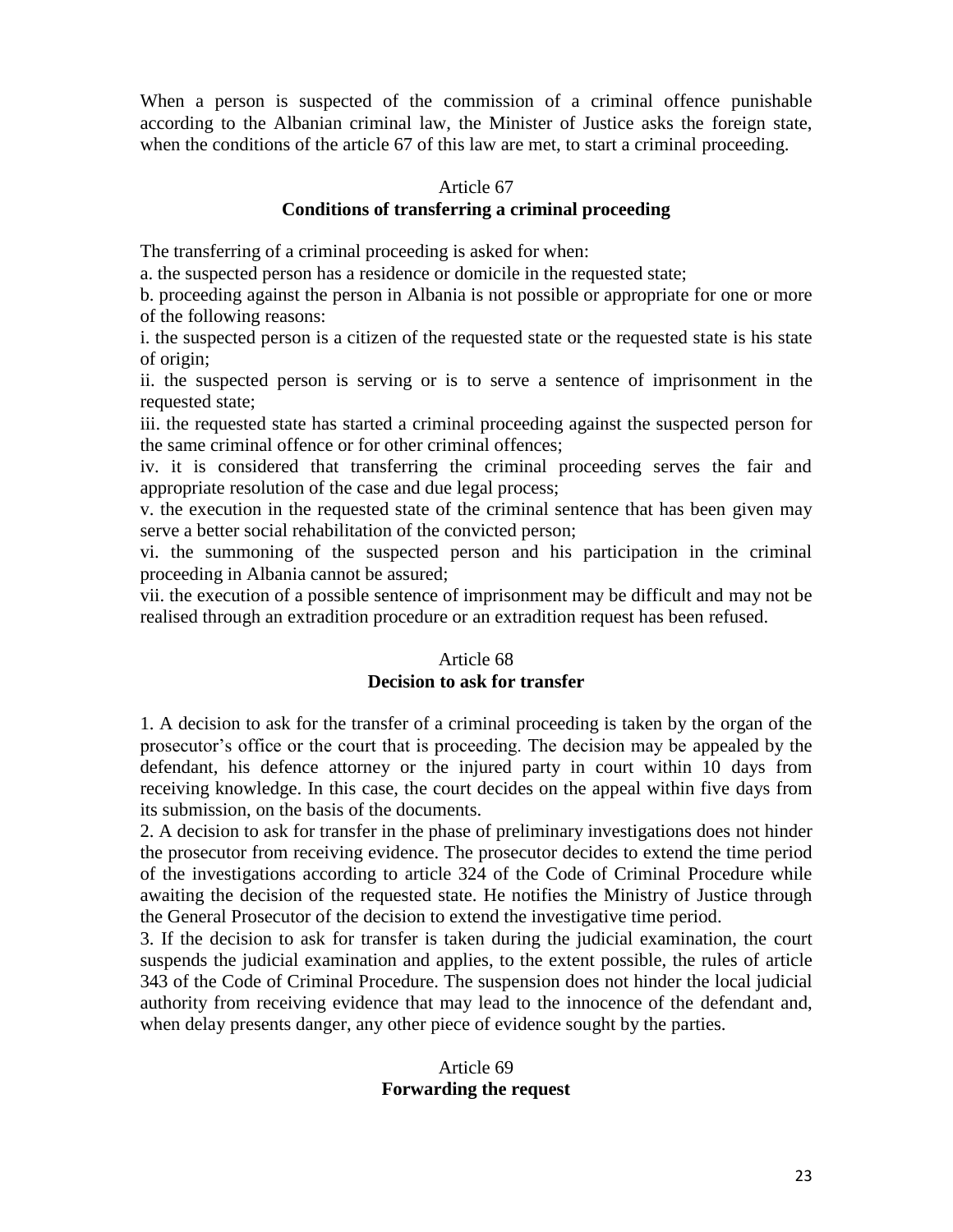When a person is suspected of the commission of a criminal offence punishable according to the Albanian criminal law, the Minister of Justice asks the foreign state, when the conditions of the article 67 of this law are met, to start a criminal proceeding.

### Article 67
### Conditions of transferring a criminal proceeding

The transferring of a criminal proceeding is asked for when:

a. the suspected person has a residence or domicile in the requested state;

b. proceeding against the person in Albania is not possible or appropriate for one or more of the following reasons:

i. the suspected person is a citizen of the requested state or the requested state is his state of origin;

ii. the suspected person is serving or is to serve a sentence of imprisonment in the requested state;

iii. the requested state has started a criminal proceeding against the suspected person for the same criminal offence or for other criminal offences;

iv. it is considered that transferring the criminal proceeding serves the fair and appropriate resolution of the case and due legal process;

v. the execution in the requested state of the criminal sentence that has been given may serve a better social rehabilitation of the convicted person;

vi. the summoning of the suspected person and his participation in the criminal proceeding in Albania cannot be assured;

vii. the execution of a possible sentence of imprisonment may be difficult and may not be realised through an extradition procedure or an extradition request has been refused.

### Article 68
### Decision to ask for transfer

1. A decision to ask for the transfer of a criminal proceeding is taken by the organ of the prosecutor's office or the court that is proceeding. The decision may be appealed by the defendant, his defence attorney or the injured party in court within 10 days from receiving knowledge. In this case, the court decides on the appeal within five days from its submission, on the basis of the documents.
2. A decision to ask for transfer in the phase of preliminary investigations does not hinder the prosecutor from receiving evidence. The prosecutor decides to extend the time period of the investigations according to article 324 of the Code of Criminal Procedure while awaiting the decision of the requested state. He notifies the Ministry of Justice through the General Prosecutor of the decision to extend the investigative time period.
3. If the decision to ask for transfer is taken during the judicial examination, the court suspends the judicial examination and applies, to the extent possible, the rules of article 343 of the Code of Criminal Procedure. The suspension does not hinder the local judicial authority from receiving evidence that may lead to the innocence of the defendant and, when delay presents danger, any other piece of evidence sought by the parties.

### Article 69
### Forwarding the request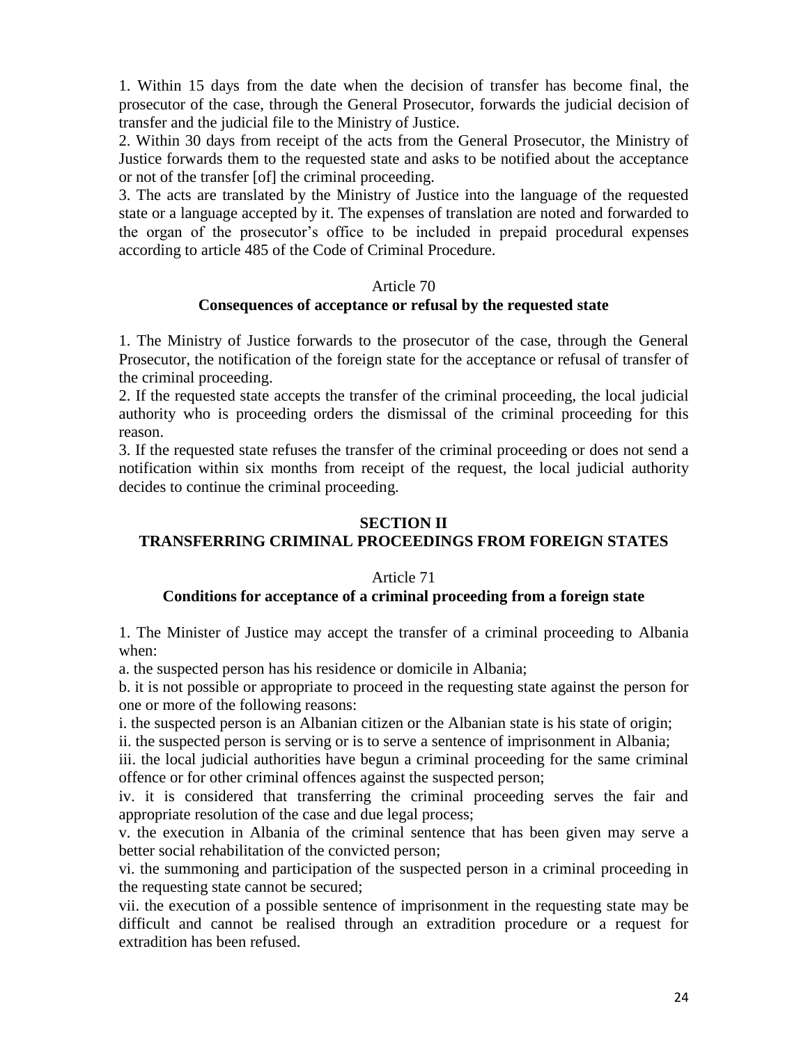1. Within 15 days from the date when the decision of transfer has become final, the prosecutor of the case, through the General Prosecutor, forwards the judicial decision of transfer and the judicial file to the Ministry of Justice.

2. Within 30 days from receipt of the acts from the General Prosecutor, the Ministry of Justice forwards them to the requested state and asks to be notified about the acceptance or not of the transfer [of] the criminal proceeding.

3. The acts are translated by the Ministry of Justice into the language of the requested state or a language accepted by it. The expenses of translation are noted and forwarded to the organ of the prosecutor's office to be included in prepaid procedural expenses according to article 485 of the Code of Criminal Procedure.

### Article 70
### Consequences of acceptance or refusal by the requested state

1. The Ministry of Justice forwards to the prosecutor of the case, through the General Prosecutor, the notification of the foreign state for the acceptance or refusal of transfer of the criminal proceeding.

2. If the requested state accepts the transfer of the criminal proceeding, the local judicial authority who is proceeding orders the dismissal of the criminal proceeding for this reason.

3. If the requested state refuses the transfer of the criminal proceeding or does not send a notification within six months from receipt of the request, the local judicial authority decides to continue the criminal proceeding.

## SECTION II
## TRANSFERRING CRIMINAL PROCEEDINGS FROM FOREIGN STATES

### Article 71
### Conditions for acceptance of a criminal proceeding from a foreign state

1. The Minister of Justice may accept the transfer of a criminal proceeding to Albania when:

a. the suspected person has his residence or domicile in Albania;

b. it is not possible or appropriate to proceed in the requesting state against the person for one or more of the following reasons:

i. the suspected person is an Albanian citizen or the Albanian state is his state of origin;

ii. the suspected person is serving or is to serve a sentence of imprisonment in Albania;

iii. the local judicial authorities have begun a criminal proceeding for the same criminal offence or for other criminal offences against the suspected person;

iv. it is considered that transferring the criminal proceeding serves the fair and appropriate resolution of the case and due legal process;

v. the execution in Albania of the criminal sentence that has been given may serve a better social rehabilitation of the convicted person;

vi. the summoning and participation of the suspected person in a criminal proceeding in the requesting state cannot be secured;

vii. the execution of a possible sentence of imprisonment in the requesting state may be difficult and cannot be realised through an extradition procedure or a request for extradition has been refused.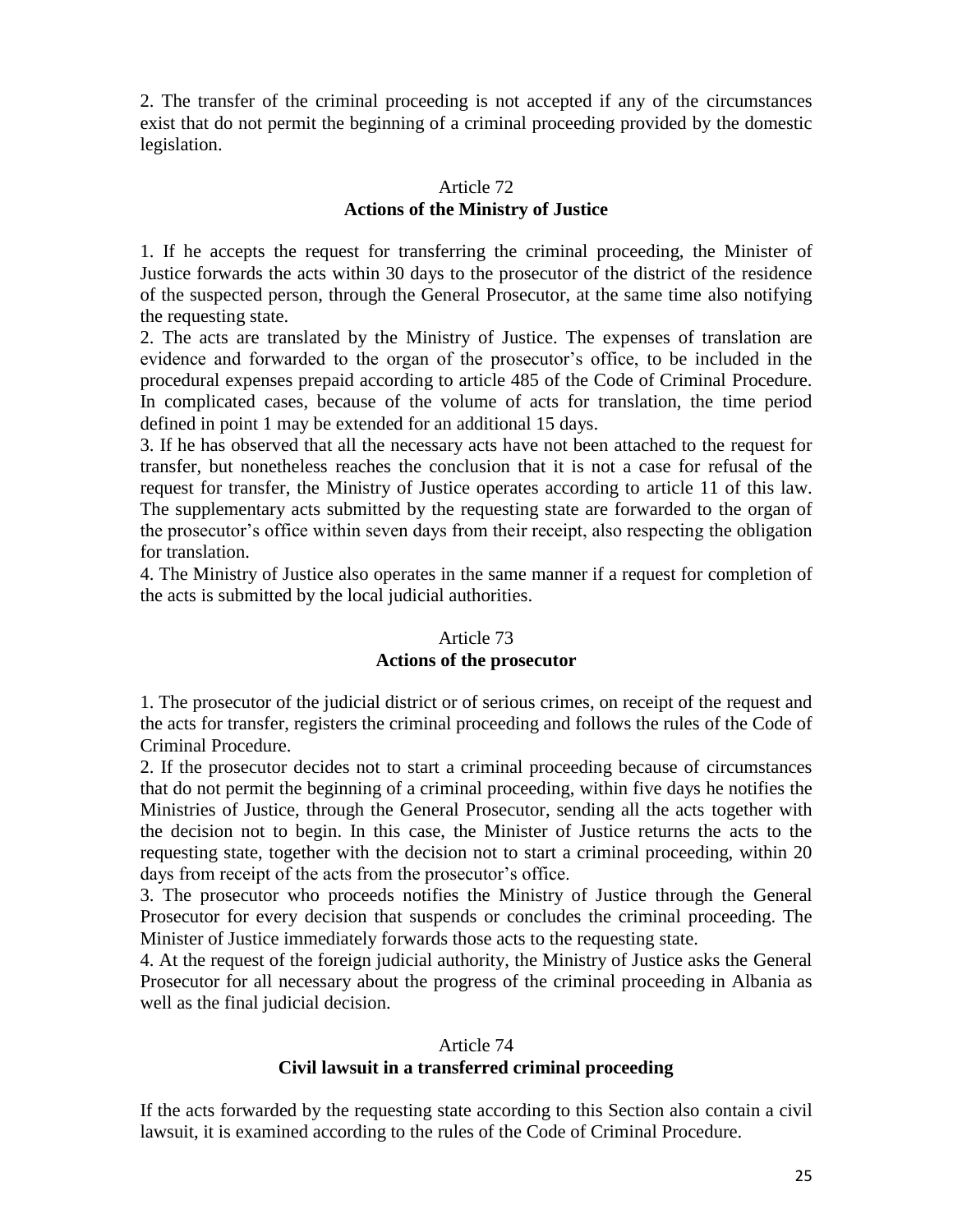2. The transfer of the criminal proceeding is not accepted if any of the circumstances exist that do not permit the beginning of a criminal proceeding provided by the domestic legislation.

Article 72
**Actions of the Ministry of Justice**

1. If he accepts the request for transferring the criminal proceeding, the Minister of Justice forwards the acts within 30 days to the prosecutor of the district of the residence of the suspected person, through the General Prosecutor, at the same time also notifying the requesting state.
2. The acts are translated by the Ministry of Justice. The expenses of translation are evidence and forwarded to the organ of the prosecutor's office, to be included in the procedural expenses prepaid according to article 485 of the Code of Criminal Procedure. In complicated cases, because of the volume of acts for translation, the time period defined in point 1 may be extended for an additional 15 days.
3. If he has observed that all the necessary acts have not been attached to the request for transfer, but nonetheless reaches the conclusion that it is not a case for refusal of the request for transfer, the Ministry of Justice operates according to article 11 of this law. The supplementary acts submitted by the requesting state are forwarded to the organ of the prosecutor's office within seven days from their receipt, also respecting the obligation for translation.
4. The Ministry of Justice also operates in the same manner if a request for completion of the acts is submitted by the local judicial authorities.

Article 73
**Actions of the prosecutor**

1. The prosecutor of the judicial district or of serious crimes, on receipt of the request and the acts for transfer, registers the criminal proceeding and follows the rules of the Code of Criminal Procedure.
2. If the prosecutor decides not to start a criminal proceeding because of circumstances that do not permit the beginning of a criminal proceeding, within five days he notifies the Ministries of Justice, through the General Prosecutor, sending all the acts together with the decision not to begin. In this case, the Minister of Justice returns the acts to the requesting state, together with the decision not to start a criminal proceeding, within 20 days from receipt of the acts from the prosecutor's office.
3. The prosecutor who proceeds notifies the Ministry of Justice through the General Prosecutor for every decision that suspends or concludes the criminal proceeding. The Minister of Justice immediately forwards those acts to the requesting state.
4. At the request of the foreign judicial authority, the Ministry of Justice asks the General Prosecutor for all necessary about the progress of the criminal proceeding in Albania as well as the final judicial decision.

Article 74
**Civil lawsuit in a transferred criminal proceeding**

If the acts forwarded by the requesting state according to this Section also contain a civil lawsuit, it is examined according to the rules of the Code of Criminal Procedure.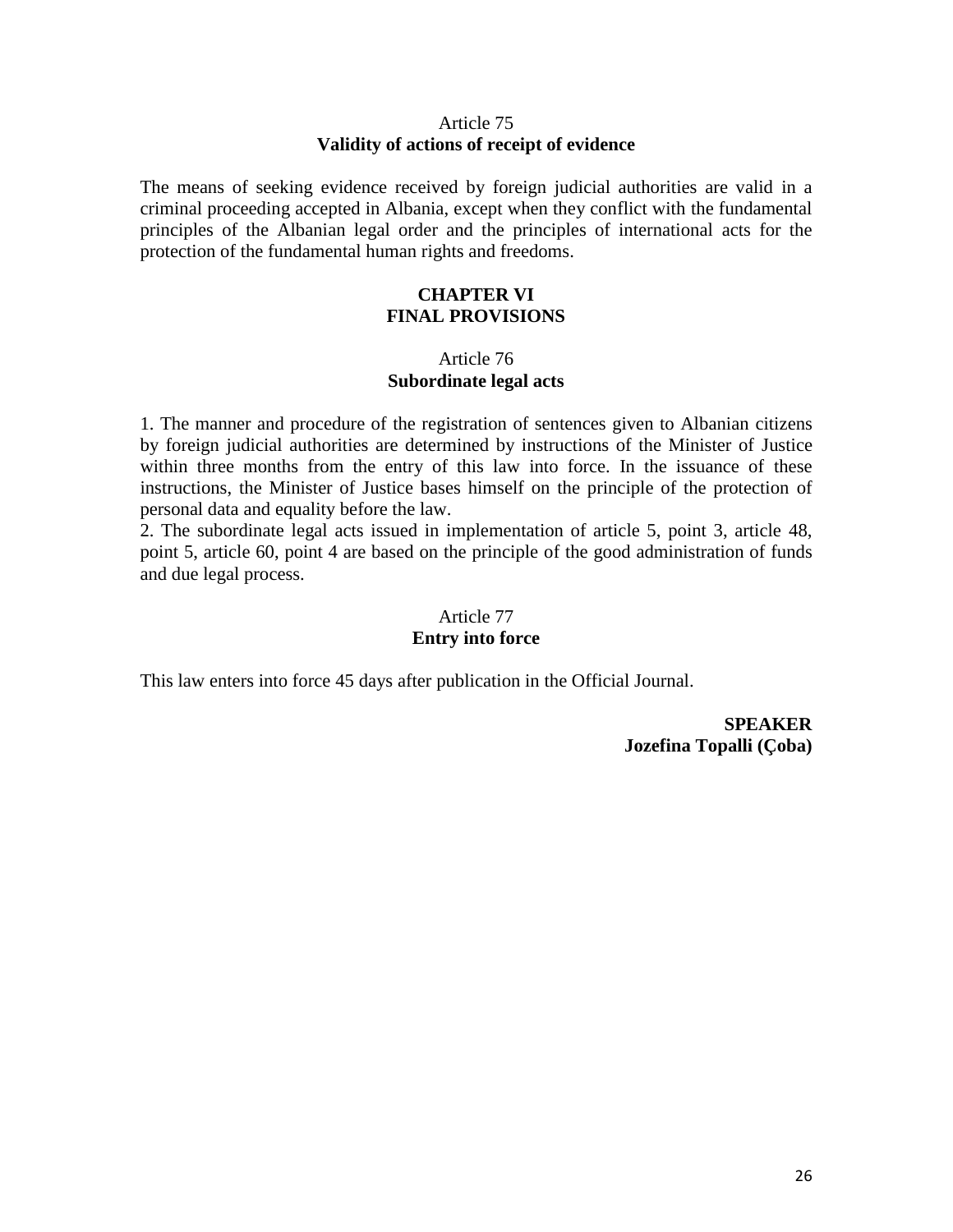Article 75
**Validity of actions of receipt of evidence**

The means of seeking evidence received by foreign judicial authorities are valid in a criminal proceeding accepted in Albania, except when they conflict with the fundamental principles of the Albanian legal order and the principles of international acts for the protection of the fundamental human rights and freedoms.

## CHAPTER VI
## FINAL PROVISIONS

Article 76
**Subordinate legal acts**

1. The manner and procedure of the registration of sentences given to Albanian citizens by foreign judicial authorities are determined by instructions of the Minister of Justice within three months from the entry of this law into force. In the issuance of these instructions, the Minister of Justice bases himself on the principle of the protection of personal data and equality before the law.
2. The subordinate legal acts issued in implementation of article 5, point 3, article 48, point 5, article 60, point 4 are based on the principle of the good administration of funds and due legal process.

Article 77
**Entry into force**

This law enters into force 45 days after publication in the Official Journal.

**SPEAKER**
**Jozefina Topalli (Çoba)**